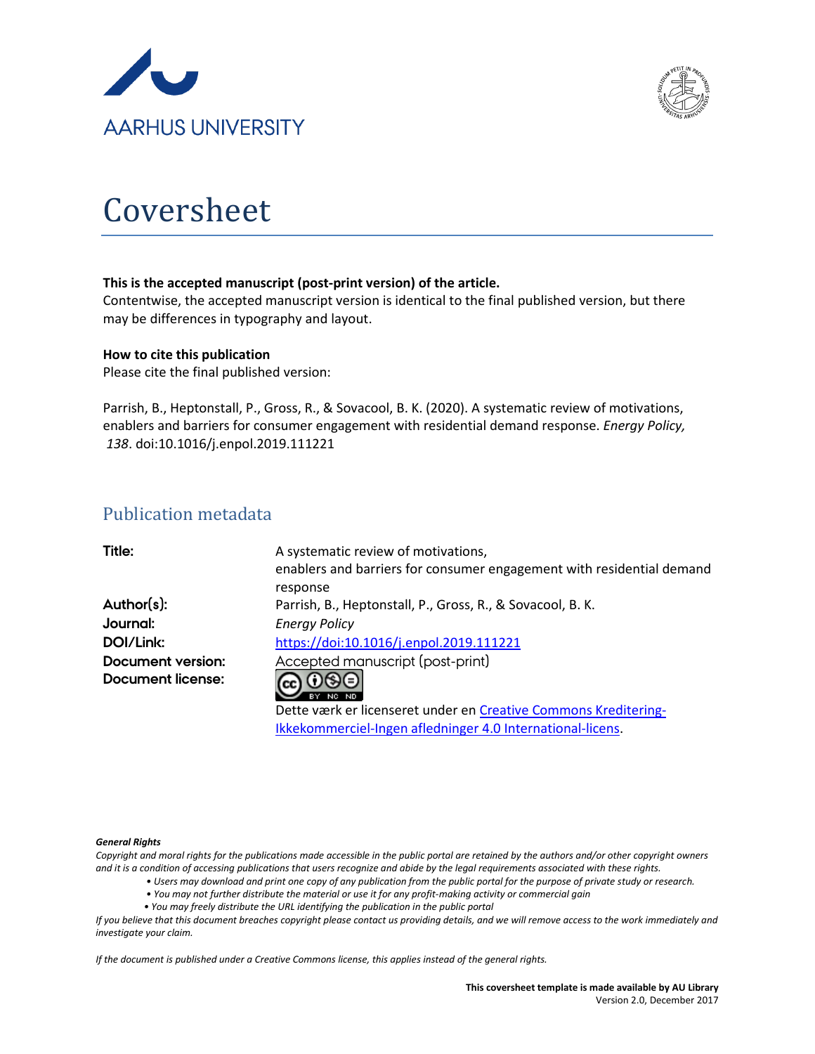AARHUS UNIVERSITY

# Coversheet

**This is the accepted manuscript (post-print version) of the article.**
Contentwise, the accepted manuscript version is identical to the final published version, but there may be differences in typography and layout.

**How to cite this publication**
Please cite the final published version:

Parrish, B., Heptonstall, P., Gross, R., & Sovacool, B. K. (2020). A systematic review of motivations, enablers and barriers for consumer engagement with residential demand response. *Energy Policy, 138*. doi:10.1016/j.enpol.2019.111221

## Publication metadata

| | |
|---|---|
| **Title:** | A systematic review of motivations, enablers and barriers for consumer engagement with residential demand response |
| **Author(s):** | Parrish, B., Heptonstall, P., Gross, R., & Sovacool, B. K. |
| **Journal:** | *Energy Policy* |
| **DOI/Link:** | https://doi:10.1016/j.enpol.2019.111221 |
| **Document version:** | Accepted manuscript (post-print) |
| **Document license:** | CC BY NC ND<br>Dette værk er licenseret under en Creative Commons Kreditering-Ikkekommerciel-Ingen afledninger 4.0 International-licens. |

***General Rights***
*Copyright and moral rights for the publications made accessible in the public portal are retained by the authors and/or other copyright owners and it is a condition of accessing publications that users recognize and abide by the legal requirements associated with these rights.*

- *Users may download and print one copy of any publication from the public portal for the purpose of private study or research.*
- *You may not further distribute the material or use it for any profit-making activity or commercial gain*
- *You may freely distribute the URL identifying the publication in the public portal*

*If you believe that this document breaches copyright please contact us providing details, and we will remove access to the work immediately and investigate your claim.*

*If the document is published under a Creative Commons license, this applies instead of the general rights.*

**This coversheet template is made available by AU Library**
Version 2.0, December 2017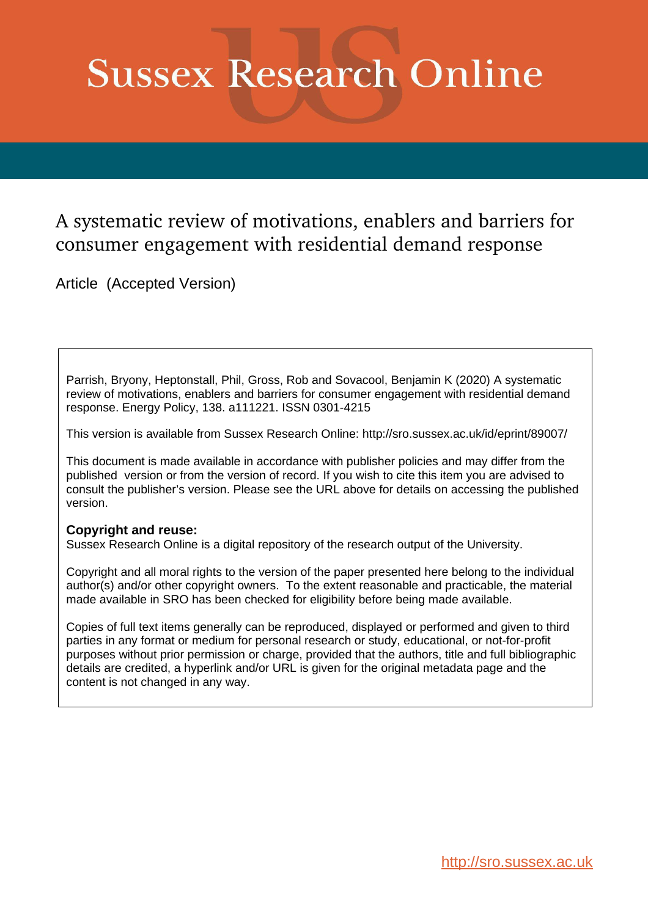# Sussex Research Online

## A systematic review of motivations, enablers and barriers for consumer engagement with residential demand response

Article (Accepted Version)

Parrish, Bryony, Heptonstall, Phil, Gross, Rob and Sovacool, Benjamin K (2020) A systematic review of motivations, enablers and barriers for consumer engagement with residential demand response. Energy Policy, 138. a111221. ISSN 0301-4215

This version is available from Sussex Research Online: http://sro.sussex.ac.uk/id/eprint/89007/

This document is made available in accordance with publisher policies and may differ from the published version or from the version of record. If you wish to cite this item you are advised to consult the publisher's version. Please see the URL above for details on accessing the published version.

**Copyright and reuse:**
Sussex Research Online is a digital repository of the research output of the University.

Copyright and all moral rights to the version of the paper presented here belong to the individual author(s) and/or other copyright owners. To the extent reasonable and practicable, the material made available in SRO has been checked for eligibility before being made available.

Copies of full text items generally can be reproduced, displayed or performed and given to third parties in any format or medium for personal research or study, educational, or not-for-profit purposes without prior permission or charge, provided that the authors, title and full bibliographic details are credited, a hyperlink and/or URL is given for the original metadata page and the content is not changed in any way.

http://sro.sussex.ac.uk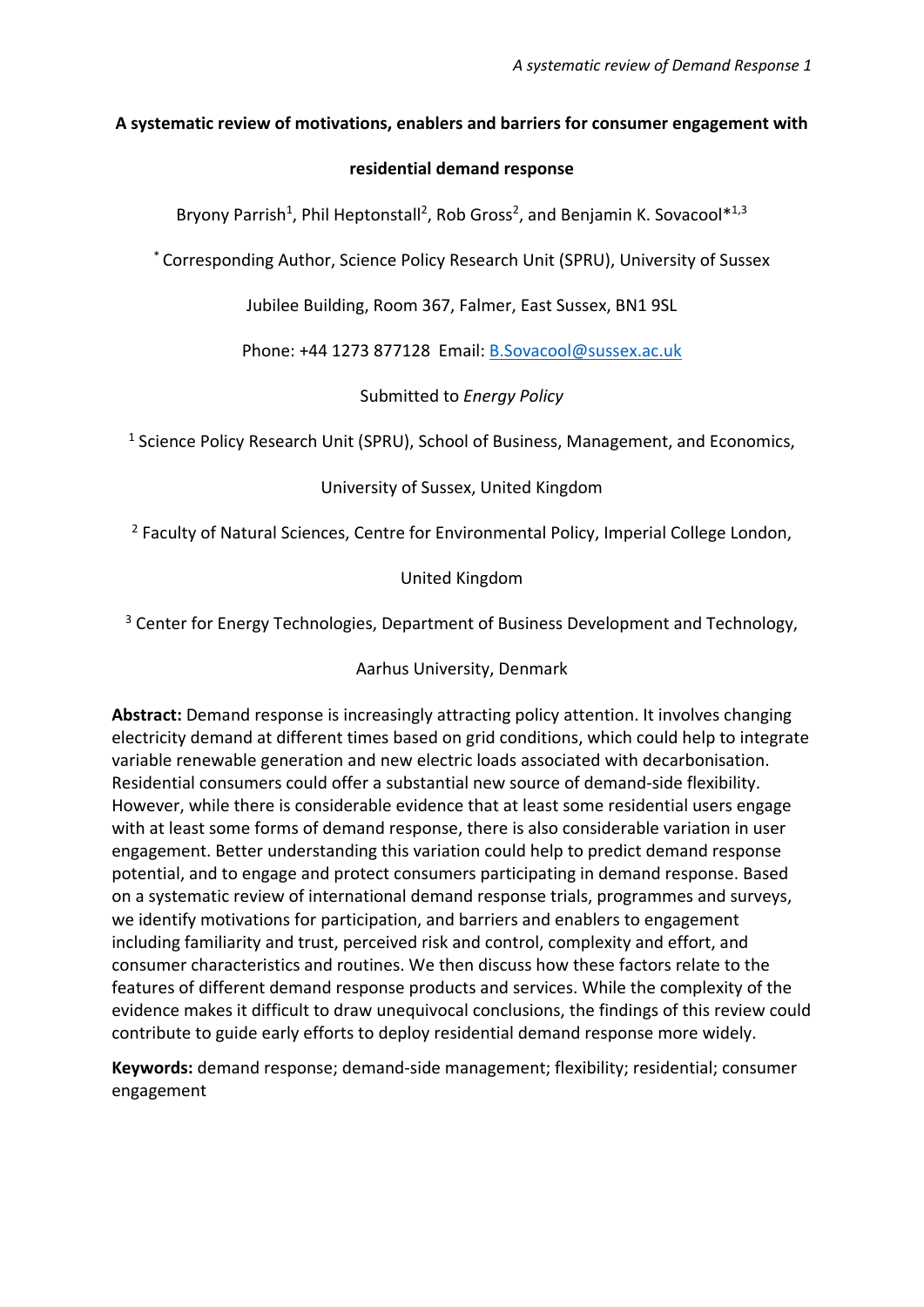**A systematic review of motivations, enablers and barriers for consumer engagement with residential demand response**

Bryony Parrish[1], Phil Heptonstall[2], Rob Gross[2], and Benjamin K. Sovacool*[1,3]

[*] Corresponding Author, Science Policy Research Unit (SPRU), University of Sussex

Jubilee Building, Room 367, Falmer, East Sussex, BN1 9SL

Phone: +44 1273 877128 Email: B.Sovacool@sussex.ac.uk

Submitted to *Energy Policy*

[1] Science Policy Research Unit (SPRU), School of Business, Management, and Economics, University of Sussex, United Kingdom

[2] Faculty of Natural Sciences, Centre for Environmental Policy, Imperial College London, United Kingdom

[3] Center for Energy Technologies, Department of Business Development and Technology, Aarhus University, Denmark

**Abstract:** Demand response is increasingly attracting policy attention. It involves changing electricity demand at different times based on grid conditions, which could help to integrate variable renewable generation and new electric loads associated with decarbonisation. Residential consumers could offer a substantial new source of demand-side flexibility. However, while there is considerable evidence that at least some residential users engage with at least some forms of demand response, there is also considerable variation in user engagement. Better understanding this variation could help to predict demand response potential, and to engage and protect consumers participating in demand response. Based on a systematic review of international demand response trials, programmes and surveys, we identify motivations for participation, and barriers and enablers to engagement including familiarity and trust, perceived risk and control, complexity and effort, and consumer characteristics and routines. We then discuss how these factors relate to the features of different demand response products and services. While the complexity of the evidence makes it difficult to draw unequivocal conclusions, the findings of this review could contribute to guide early efforts to deploy residential demand response more widely.

**Keywords:** demand response; demand-side management; flexibility; residential; consumer engagement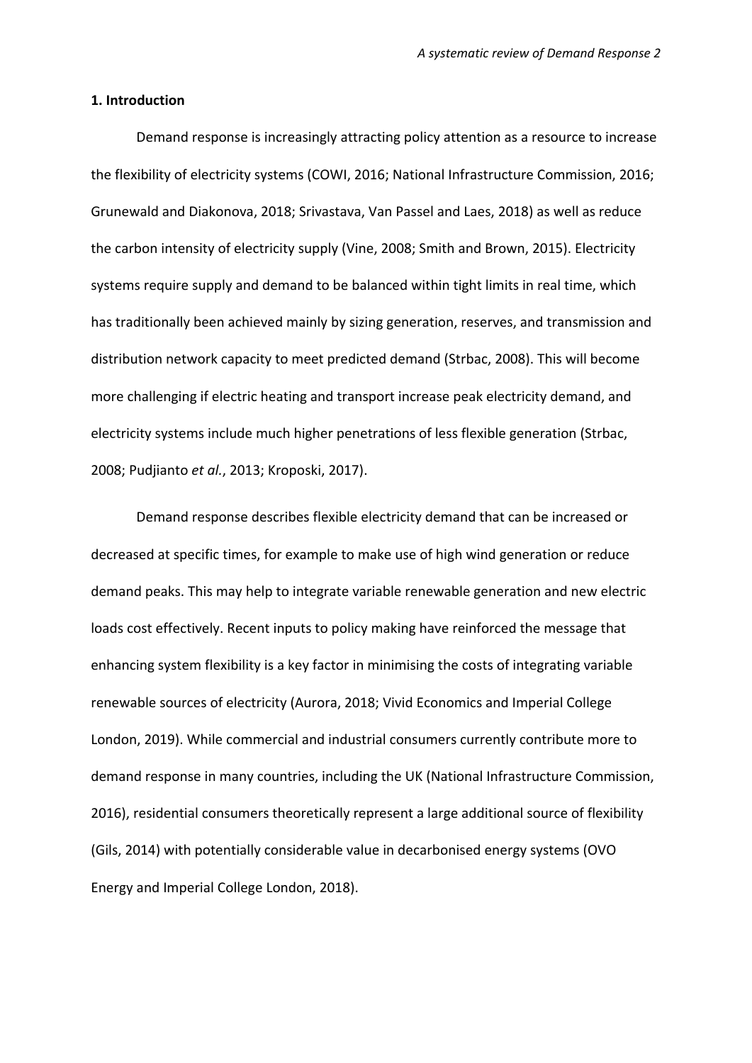## 1. Introduction

Demand response is increasingly attracting policy attention as a resource to increase the flexibility of electricity systems (COWI, 2016; National Infrastructure Commission, 2016; Grunewald and Diakonova, 2018; Srivastava, Van Passel and Laes, 2018) as well as reduce the carbon intensity of electricity supply (Vine, 2008; Smith and Brown, 2015). Electricity systems require supply and demand to be balanced within tight limits in real time, which has traditionally been achieved mainly by sizing generation, reserves, and transmission and distribution network capacity to meet predicted demand (Strbac, 2008). This will become more challenging if electric heating and transport increase peak electricity demand, and electricity systems include much higher penetrations of less flexible generation (Strbac, 2008; Pudjianto *et al.*, 2013; Kroposki, 2017).

Demand response describes flexible electricity demand that can be increased or decreased at specific times, for example to make use of high wind generation or reduce demand peaks. This may help to integrate variable renewable generation and new electric loads cost effectively. Recent inputs to policy making have reinforced the message that enhancing system flexibility is a key factor in minimising the costs of integrating variable renewable sources of electricity (Aurora, 2018; Vivid Economics and Imperial College London, 2019). While commercial and industrial consumers currently contribute more to demand response in many countries, including the UK (National Infrastructure Commission, 2016), residential consumers theoretically represent a large additional source of flexibility (Gils, 2014) with potentially considerable value in decarbonised energy systems (OVO Energy and Imperial College London, 2018).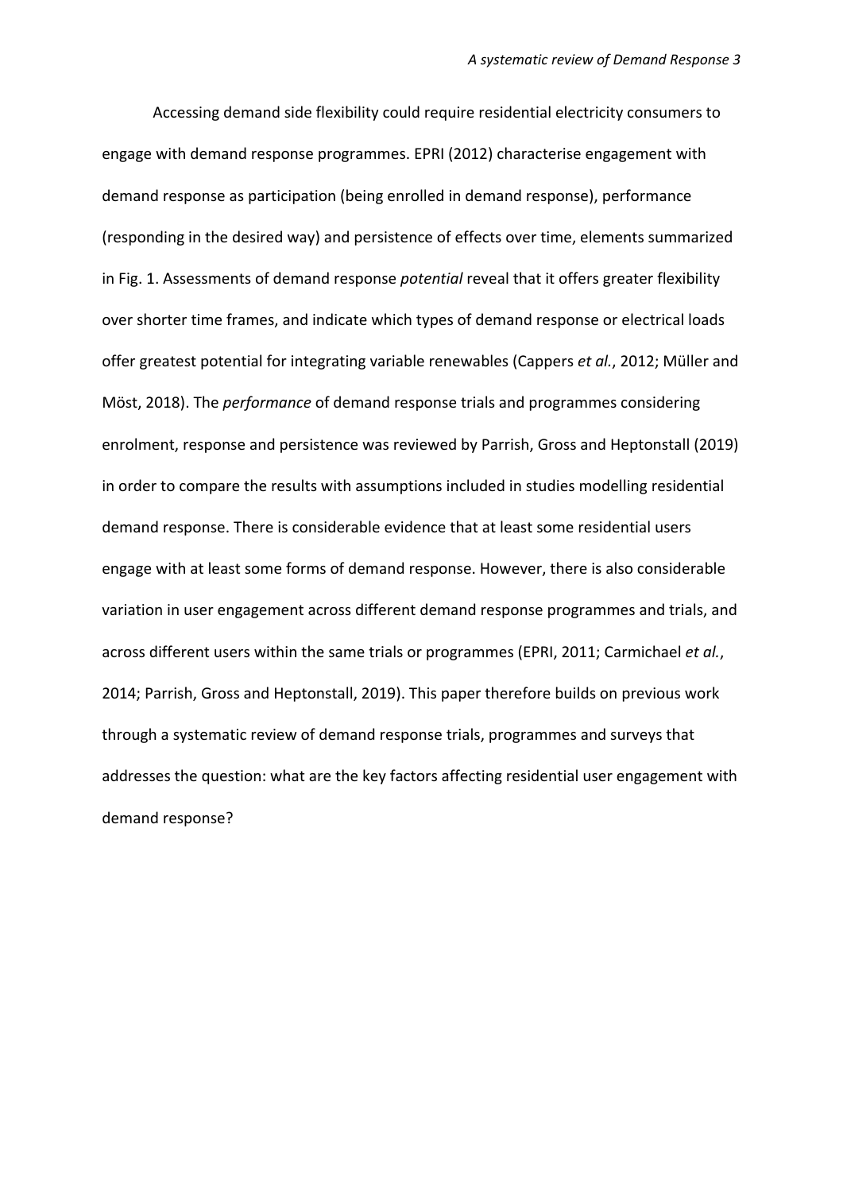Accessing demand side flexibility could require residential electricity consumers to engage with demand response programmes. EPRI (2012) characterise engagement with demand response as participation (being enrolled in demand response), performance (responding in the desired way) and persistence of effects over time, elements summarized in Fig. 1. Assessments of demand response *potential* reveal that it offers greater flexibility over shorter time frames, and indicate which types of demand response or electrical loads offer greatest potential for integrating variable renewables (Cappers *et al.*, 2012; Müller and Möst, 2018). The *performance* of demand response trials and programmes considering enrolment, response and persistence was reviewed by Parrish, Gross and Heptonstall (2019) in order to compare the results with assumptions included in studies modelling residential demand response. There is considerable evidence that at least some residential users engage with at least some forms of demand response. However, there is also considerable variation in user engagement across different demand response programmes and trials, and across different users within the same trials or programmes (EPRI, 2011; Carmichael *et al.*, 2014; Parrish, Gross and Heptonstall, 2019). This paper therefore builds on previous work through a systematic review of demand response trials, programmes and surveys that addresses the question: what are the key factors affecting residential user engagement with demand response?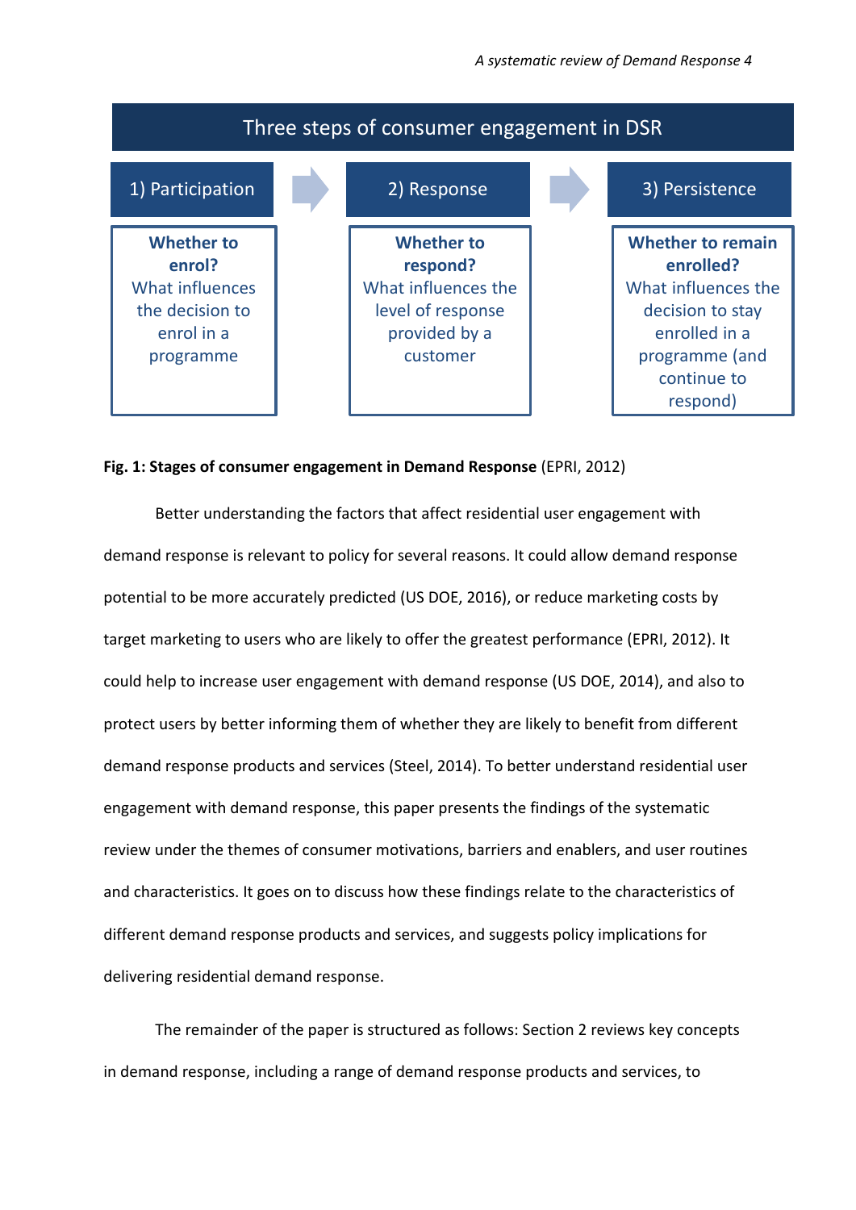**Three steps of consumer engagement in DSR**

| 1) Participation | 2) Response | 3) Persistence |
|---|---|---|
| **Whether to enrol?** What influences the decision to enrol in a programme | **Whether to respond?** What influences the level of response provided by a customer | **Whether to remain enrolled?** What influences the decision to stay enrolled in a programme (and continue to respond) |

**Fig. 1: Stages of consumer engagement in Demand Response** (EPRI, 2012)

Better understanding the factors that affect residential user engagement with demand response is relevant to policy for several reasons. It could allow demand response potential to be more accurately predicted (US DOE, 2016), or reduce marketing costs by target marketing to users who are likely to offer the greatest performance (EPRI, 2012). It could help to increase user engagement with demand response (US DOE, 2014), and also to protect users by better informing them of whether they are likely to benefit from different demand response products and services (Steel, 2014). To better understand residential user engagement with demand response, this paper presents the findings of the systematic review under the themes of consumer motivations, barriers and enablers, and user routines and characteristics. It goes on to discuss how these findings relate to the characteristics of different demand response products and services, and suggests policy implications for delivering residential demand response.

The remainder of the paper is structured as follows: Section 2 reviews key concepts in demand response, including a range of demand response products and services, to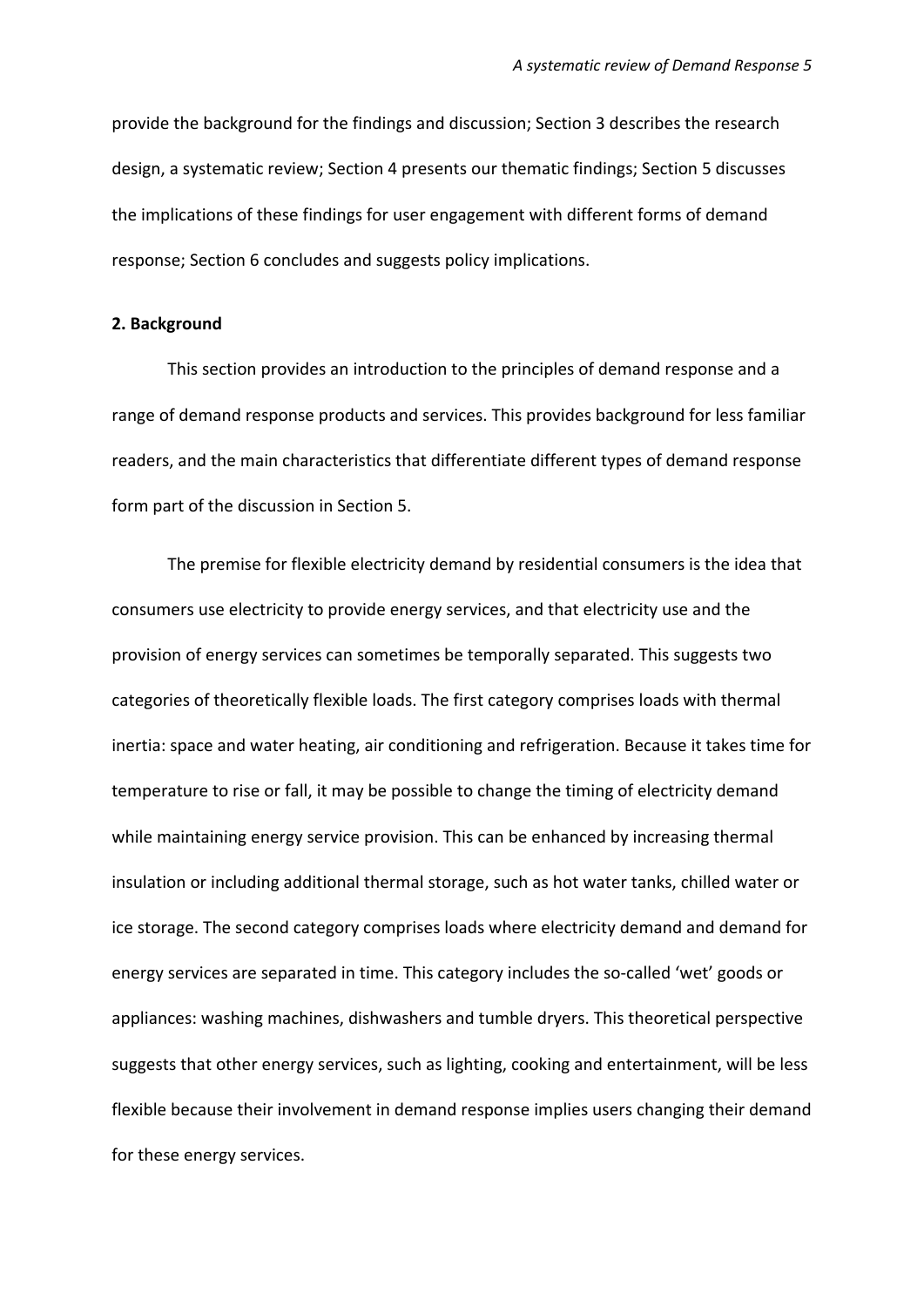provide the background for the findings and discussion; Section 3 describes the research design, a systematic review; Section 4 presents our thematic findings; Section 5 discusses the implications of these findings for user engagement with different forms of demand response; Section 6 concludes and suggests policy implications.

## 2. Background

This section provides an introduction to the principles of demand response and a range of demand response products and services. This provides background for less familiar readers, and the main characteristics that differentiate different types of demand response form part of the discussion in Section 5.

The premise for flexible electricity demand by residential consumers is the idea that consumers use electricity to provide energy services, and that electricity use and the provision of energy services can sometimes be temporally separated. This suggests two categories of theoretically flexible loads. The first category comprises loads with thermal inertia: space and water heating, air conditioning and refrigeration. Because it takes time for temperature to rise or fall, it may be possible to change the timing of electricity demand while maintaining energy service provision. This can be enhanced by increasing thermal insulation or including additional thermal storage, such as hot water tanks, chilled water or ice storage. The second category comprises loads where electricity demand and demand for energy services are separated in time. This category includes the so-called 'wet' goods or appliances: washing machines, dishwashers and tumble dryers. This theoretical perspective suggests that other energy services, such as lighting, cooking and entertainment, will be less flexible because their involvement in demand response implies users changing their demand for these energy services.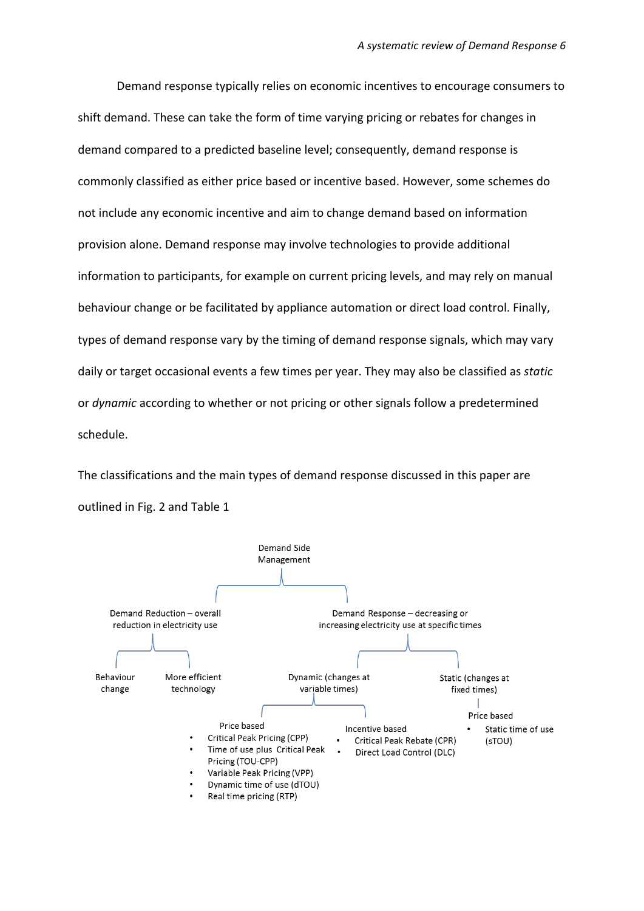Demand response typically relies on economic incentives to encourage consumers to shift demand. These can take the form of time varying pricing or rebates for changes in demand compared to a predicted baseline level; consequently, demand response is commonly classified as either price based or incentive based. However, some schemes do not include any economic incentive and aim to change demand based on information provision alone. Demand response may involve technologies to provide additional information to participants, for example on current pricing levels, and may rely on manual behaviour change or be facilitated by appliance automation or direct load control. Finally, types of demand response vary by the timing of demand response signals, which may vary daily or target occasional events a few times per year. They may also be classified as *static* or *dynamic* according to whether or not pricing or other signals follow a predetermined schedule.

The classifications and the main types of demand response discussed in this paper are outlined in Fig. 2 and Table 1

- Demand Side Management
  - Demand Reduction – overall reduction in electricity use
    - Behaviour change
    - More efficient technology
  - Demand Response – decreasing or increasing electricity use at specific times
    - Dynamic (changes at variable times)
      - Price based
        - Critical Peak Pricing (CPP)
        - Time of use plus Critical Peak Pricing (TOU-CPP)
        - Variable Peak Pricing (VPP)
        - Dynamic time of use (dTOU)
        - Real time pricing (RTP)
      - Incentive based
        - Critical Peak Rebate (CPR)
        - Direct Load Control (DLC)
    - Static (changes at fixed times)
      - Price based
        - Static time of use (sTOU)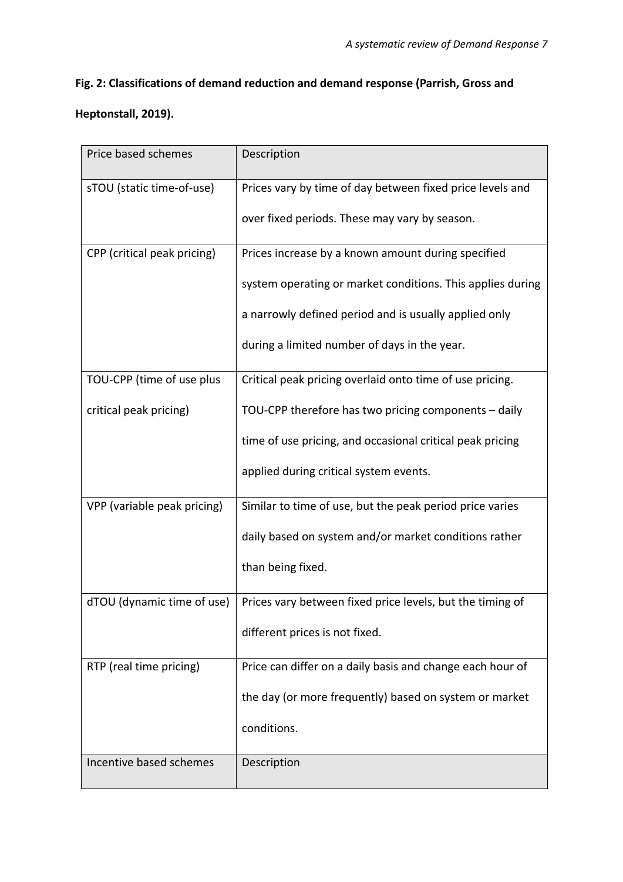**Fig. 2: Classifications of demand reduction and demand response (Parrish, Gross and Heptonstall, 2019).**

| Price based schemes | Description |
|---|---|
| sTOU (static time-of-use) | Prices vary by time of day between fixed price levels and over fixed periods. These may vary by season. |
| CPP (critical peak pricing) | Prices increase by a known amount during specified system operating or market conditions. This applies during a narrowly defined period and is usually applied only during a limited number of days in the year. |
| TOU-CPP (time of use plus critical peak pricing) | Critical peak pricing overlaid onto time of use pricing. TOU-CPP therefore has two pricing components – daily time of use pricing, and occasional critical peak pricing applied during critical system events. |
| VPP (variable peak pricing) | Similar to time of use, but the peak period price varies daily based on system and/or market conditions rather than being fixed. |
| dTOU (dynamic time of use) | Prices vary between fixed price levels, but the timing of different prices is not fixed. |
| RTP (real time pricing) | Price can differ on a daily basis and change each hour of the day (or more frequently) based on system or market conditions. |
| **Incentive based schemes** | **Description** |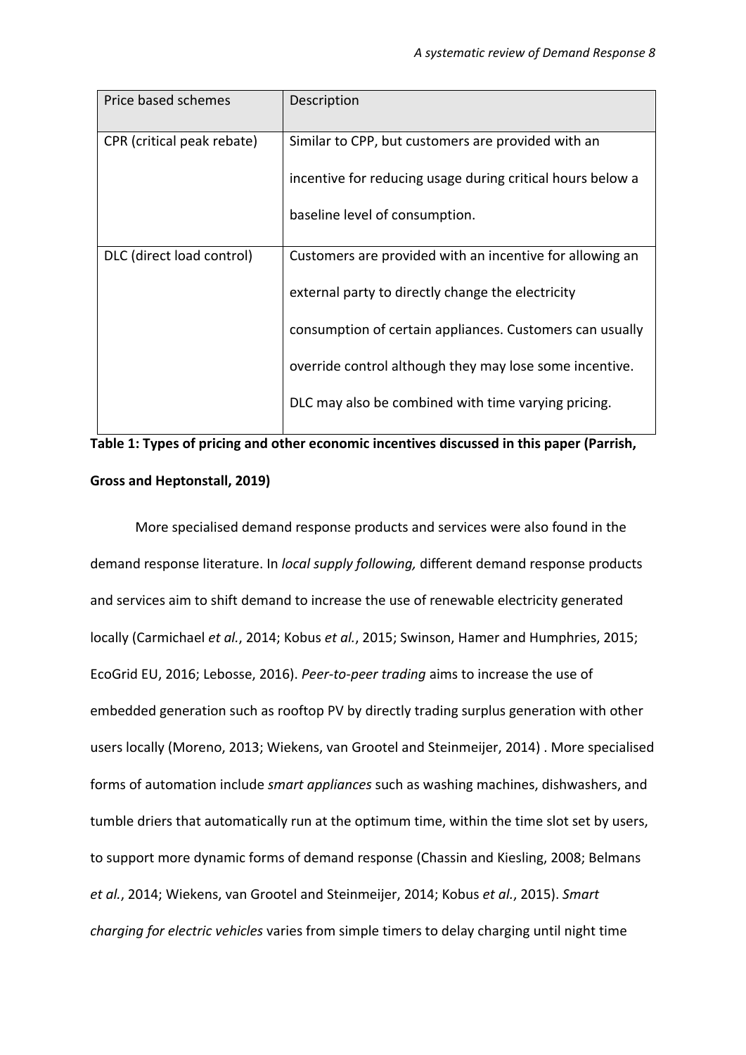| Price based schemes | Description |
| --- | --- |
| CPR (critical peak rebate) | Similar to CPP, but customers are provided with an incentive for reducing usage during critical hours below a baseline level of consumption. |
| DLC (direct load control) | Customers are provided with an incentive for allowing an external party to directly change the electricity consumption of certain appliances. Customers can usually override control although they may lose some incentive. DLC may also be combined with time varying pricing. |

**Table 1: Types of pricing and other economic incentives discussed in this paper (Parrish, Gross and Heptonstall, 2019)**

More specialised demand response products and services were also found in the demand response literature. In *local supply following,* different demand response products and services aim to shift demand to increase the use of renewable electricity generated locally (Carmichael *et al.*, 2014; Kobus *et al.*, 2015; Swinson, Hamer and Humphries, 2015; EcoGrid EU, 2016; Lebosse, 2016). *Peer-to-peer trading* aims to increase the use of embedded generation such as rooftop PV by directly trading surplus generation with other users locally (Moreno, 2013; Wiekens, van Grootel and Steinmeijer, 2014) . More specialised forms of automation include *smart appliances* such as washing machines, dishwashers, and tumble driers that automatically run at the optimum time, within the time slot set by users, to support more dynamic forms of demand response (Chassin and Kiesling, 2008; Belmans *et al.*, 2014; Wiekens, van Grootel and Steinmeijer, 2014; Kobus *et al.*, 2015). *Smart charging for electric vehicles* varies from simple timers to delay charging until night time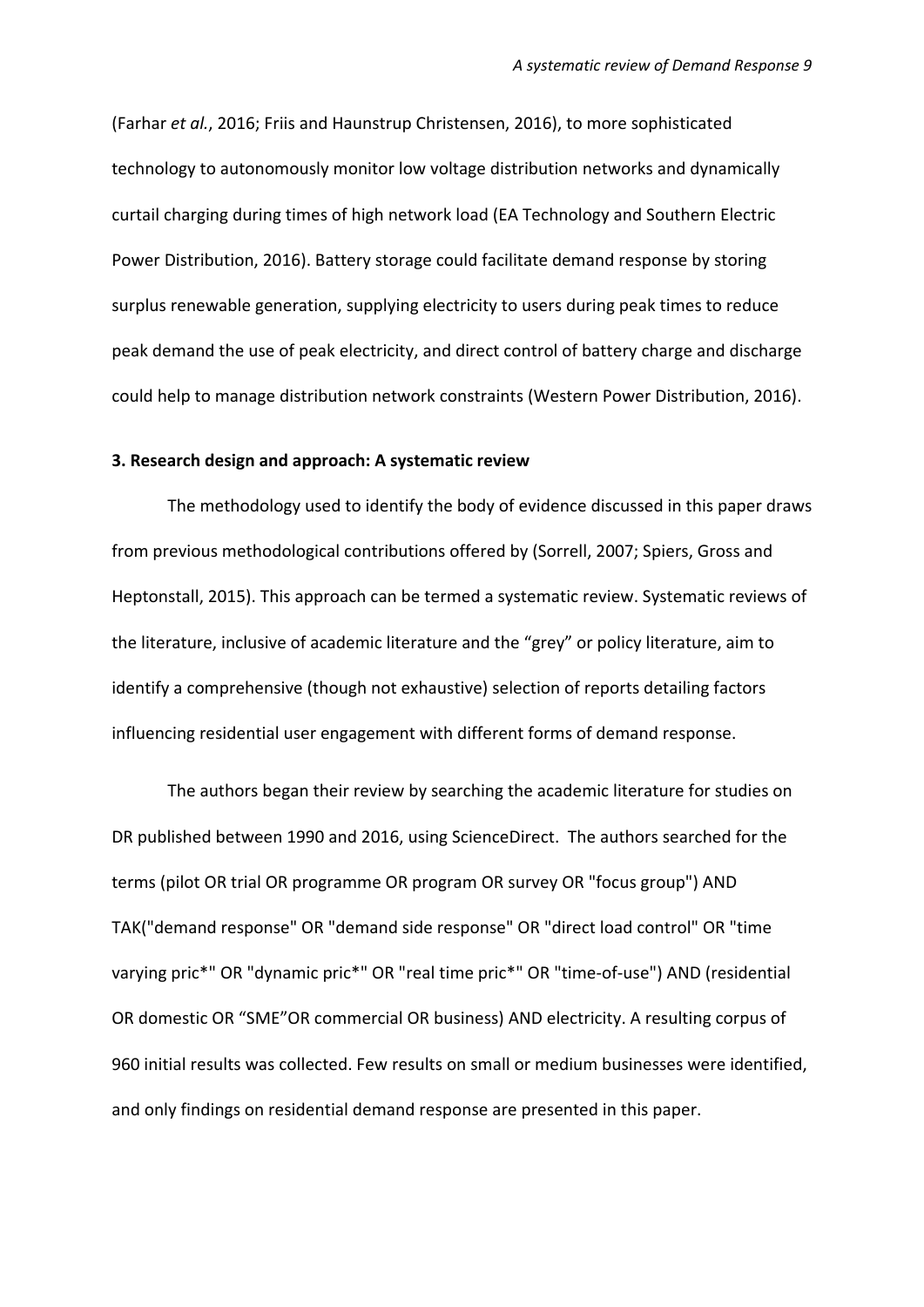(Farhar *et al.*, 2016; Friis and Haunstrup Christensen, 2016), to more sophisticated technology to autonomously monitor low voltage distribution networks and dynamically curtail charging during times of high network load (EA Technology and Southern Electric Power Distribution, 2016). Battery storage could facilitate demand response by storing surplus renewable generation, supplying electricity to users during peak times to reduce peak demand the use of peak electricity, and direct control of battery charge and discharge could help to manage distribution network constraints (Western Power Distribution, 2016).

**3. Research design and approach: A systematic review**

The methodology used to identify the body of evidence discussed in this paper draws from previous methodological contributions offered by (Sorrell, 2007; Spiers, Gross and Heptonstall, 2015). This approach can be termed a systematic review. Systematic reviews of the literature, inclusive of academic literature and the "grey" or policy literature, aim to identify a comprehensive (though not exhaustive) selection of reports detailing factors influencing residential user engagement with different forms of demand response.

The authors began their review by searching the academic literature for studies on DR published between 1990 and 2016, using ScienceDirect. The authors searched for the terms (pilot OR trial OR programme OR program OR survey OR "focus group") AND TAK("demand response" OR "demand side response" OR "direct load control" OR "time varying pric*" OR "dynamic pric*" OR "real time pric*" OR "time-of-use") AND (residential OR domestic OR "SME"OR commercial OR business) AND electricity. A resulting corpus of 960 initial results was collected. Few results on small or medium businesses were identified, and only findings on residential demand response are presented in this paper.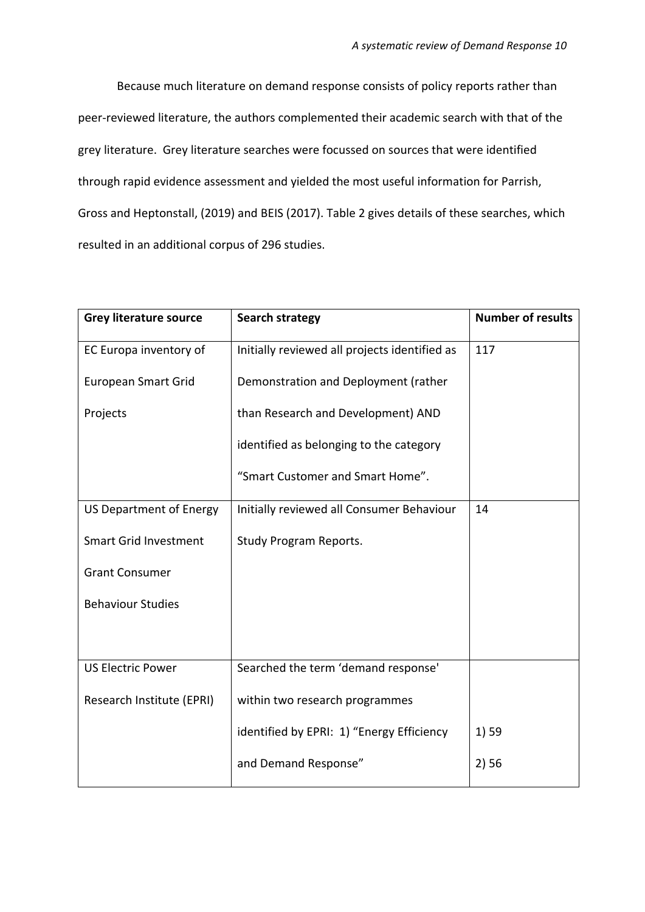Because much literature on demand response consists of policy reports rather than peer-reviewed literature, the authors complemented their academic search with that of the grey literature. Grey literature searches were focussed on sources that were identified through rapid evidence assessment and yielded the most useful information for Parrish, Gross and Heptonstall, (2019) and BEIS (2017). Table 2 gives details of these searches, which resulted in an additional corpus of 296 studies.

| **Grey literature source** | **Search strategy** | **Number of results** |
| --- | --- | --- |
| EC Europa inventory of European Smart Grid Projects | Initially reviewed all projects identified as Demonstration and Deployment (rather than Research and Development) AND identified as belonging to the category "Smart Customer and Smart Home". | 117 |
| US Department of Energy Smart Grid Investment Grant Consumer Behaviour Studies | Initially reviewed all Consumer Behaviour Study Program Reports. | 14 |
| US Electric Power Research Institute (EPRI) | Searched the term 'demand response' within two research programmes identified by EPRI: 1) "Energy Efficiency and Demand Response" | 1) 59<br>2) 56 |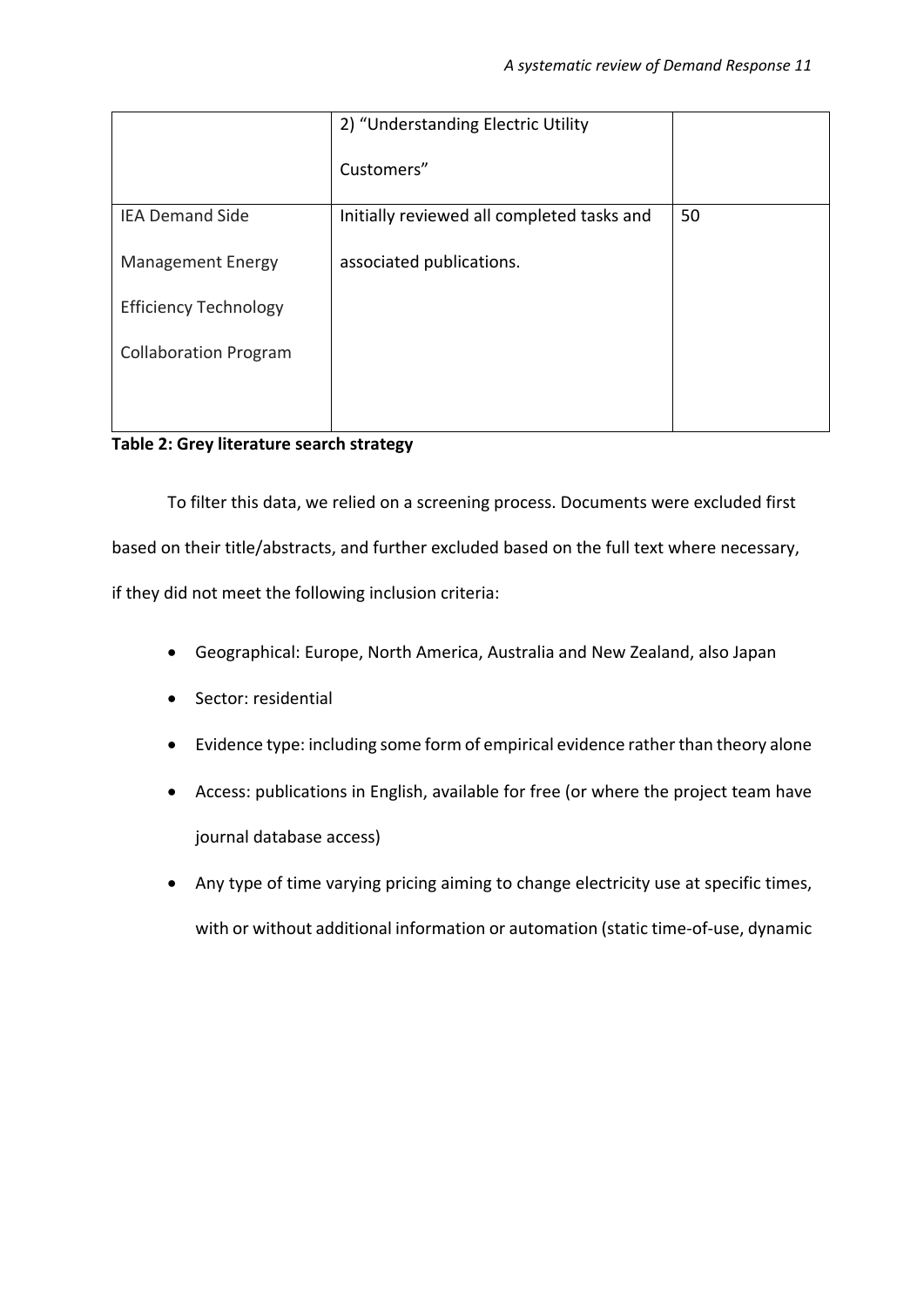| | | |
|---|---|---|
| | 2) "Understanding Electric Utility Customers" | |
| IEA Demand Side Management Energy Efficiency Technology Collaboration Program | Initially reviewed all completed tasks and associated publications. | 50 |

**Table 2: Grey literature search strategy**

To filter this data, we relied on a screening process. Documents were excluded first based on their title/abstracts, and further excluded based on the full text where necessary, if they did not meet the following inclusion criteria:

- Geographical: Europe, North America, Australia and New Zealand, also Japan
- Sector: residential
- Evidence type: including some form of empirical evidence rather than theory alone
- Access: publications in English, available for free (or where the project team have journal database access)
- Any type of time varying pricing aiming to change electricity use at specific times, with or without additional information or automation (static time-of-use, dynamic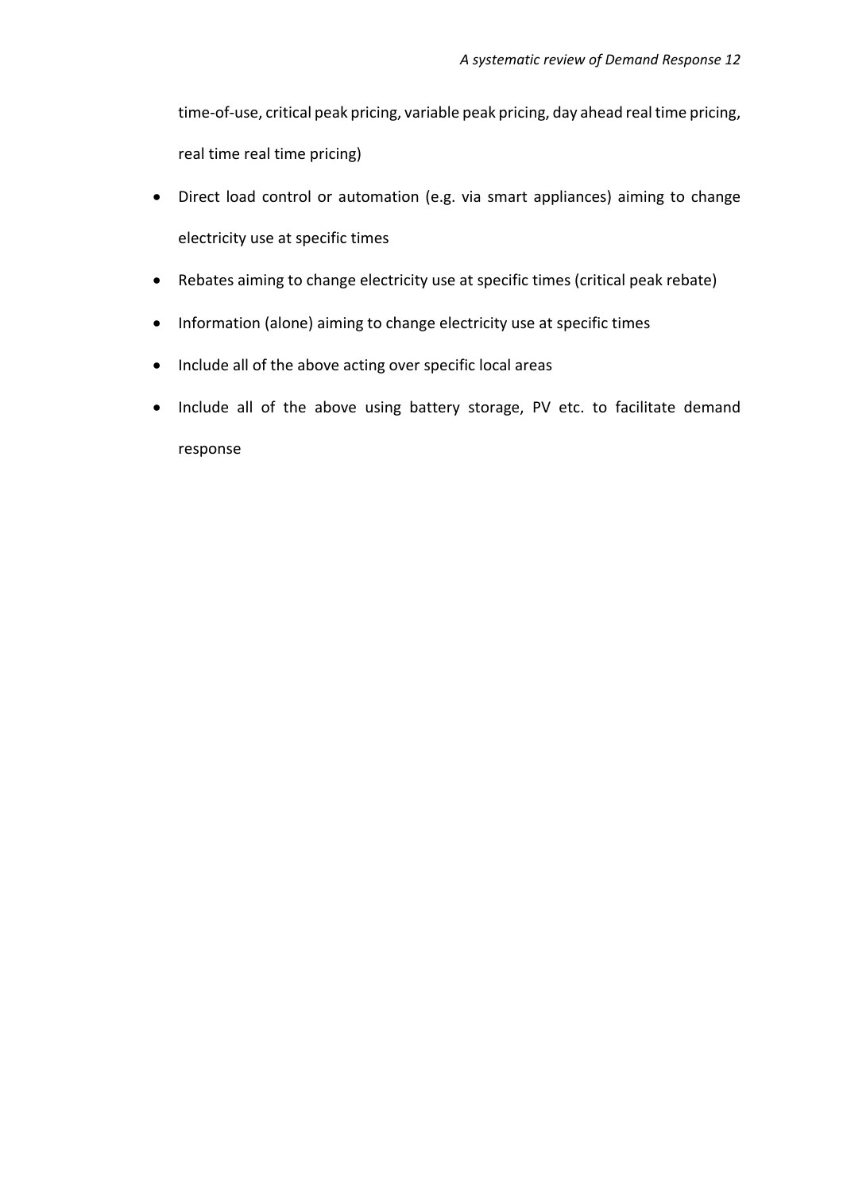time-of-use, critical peak pricing, variable peak pricing, day ahead real time pricing, real time real time pricing)

- Direct load control or automation (e.g. via smart appliances) aiming to change electricity use at specific times
- Rebates aiming to change electricity use at specific times (critical peak rebate)
- Information (alone) aiming to change electricity use at specific times
- Include all of the above acting over specific local areas
- Include all of the above using battery storage, PV etc. to facilitate demand response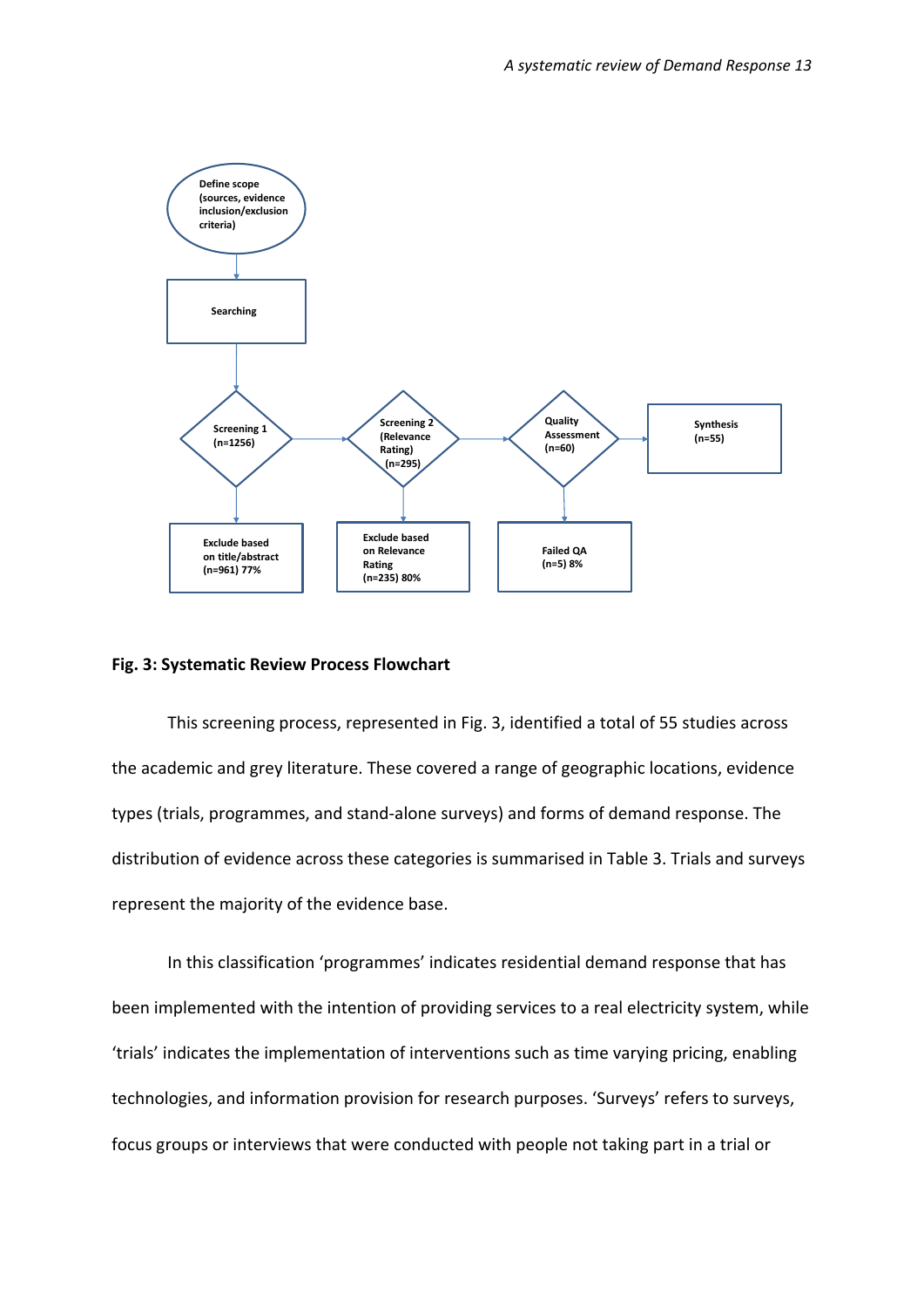Define scope (sources, evidence inclusion/exclusion criteria)

Searching

Screening 1 (n=1256)

Screening 2 (Relevance Rating) (n=295)

Quality Assessment (n=60)

Synthesis (n=55)

Exclude based on title/abstract (n=961) 77%

Exclude based on Relevance Rating (n=235) 80%

Failed QA (n=5) 8%

**Fig. 3: Systematic Review Process Flowchart**

This screening process, represented in Fig. 3, identified a total of 55 studies across the academic and grey literature. These covered a range of geographic locations, evidence types (trials, programmes, and stand-alone surveys) and forms of demand response. The distribution of evidence across these categories is summarised in Table 3. Trials and surveys represent the majority of the evidence base.

In this classification 'programmes' indicates residential demand response that has been implemented with the intention of providing services to a real electricity system, while 'trials' indicates the implementation of interventions such as time varying pricing, enabling technologies, and information provision for research purposes. 'Surveys' refers to surveys, focus groups or interviews that were conducted with people not taking part in a trial or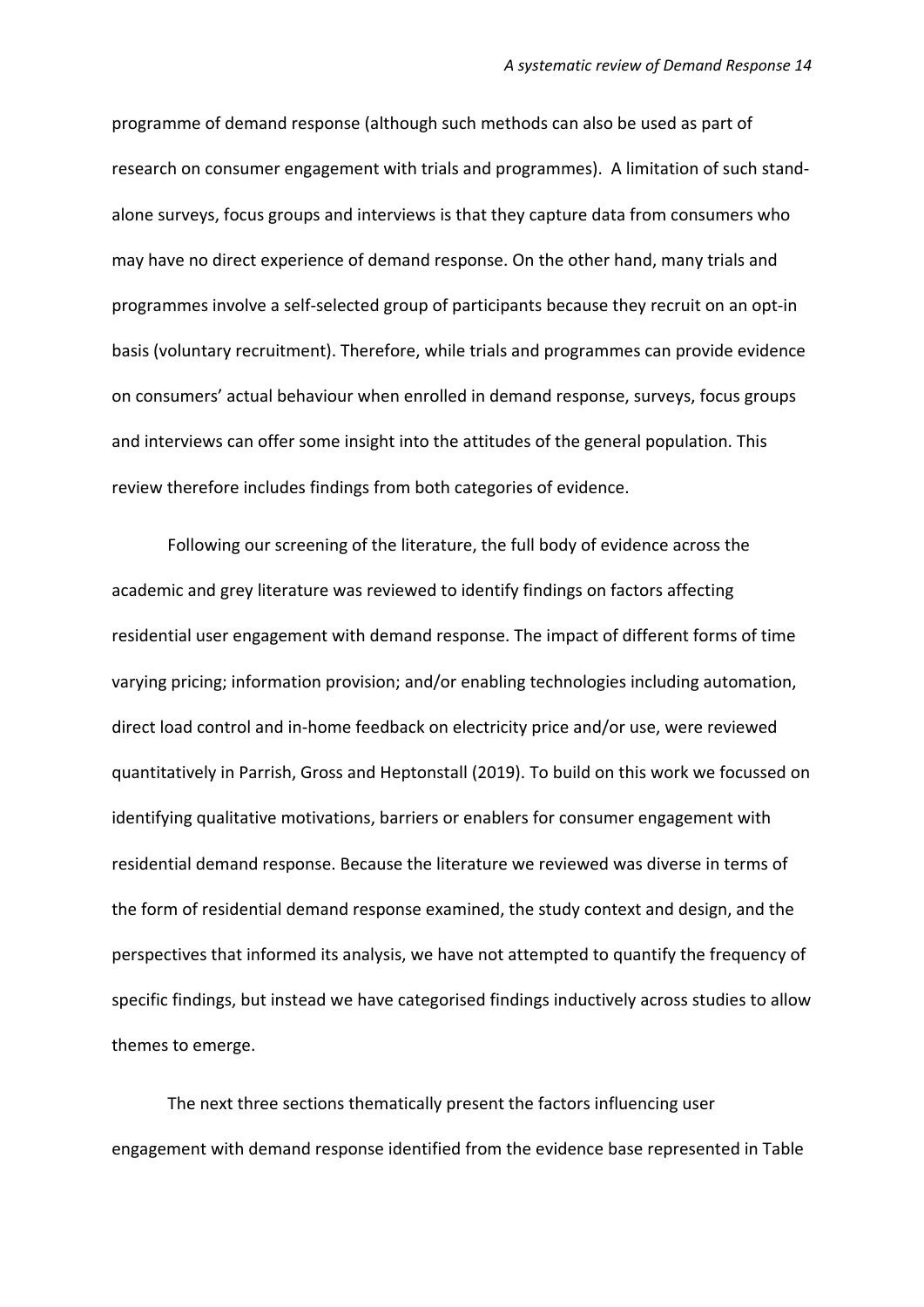programme of demand response (although such methods can also be used as part of research on consumer engagement with trials and programmes). A limitation of such stand-alone surveys, focus groups and interviews is that they capture data from consumers who may have no direct experience of demand response. On the other hand, many trials and programmes involve a self-selected group of participants because they recruit on an opt-in basis (voluntary recruitment). Therefore, while trials and programmes can provide evidence on consumers' actual behaviour when enrolled in demand response, surveys, focus groups and interviews can offer some insight into the attitudes of the general population. This review therefore includes findings from both categories of evidence.

Following our screening of the literature, the full body of evidence across the academic and grey literature was reviewed to identify findings on factors affecting residential user engagement with demand response. The impact of different forms of time varying pricing; information provision; and/or enabling technologies including automation, direct load control and in-home feedback on electricity price and/or use, were reviewed quantitatively in Parrish, Gross and Heptonstall (2019). To build on this work we focussed on identifying qualitative motivations, barriers or enablers for consumer engagement with residential demand response. Because the literature we reviewed was diverse in terms of the form of residential demand response examined, the study context and design, and the perspectives that informed its analysis, we have not attempted to quantify the frequency of specific findings, but instead we have categorised findings inductively across studies to allow themes to emerge.

The next three sections thematically present the factors influencing user engagement with demand response identified from the evidence base represented in Table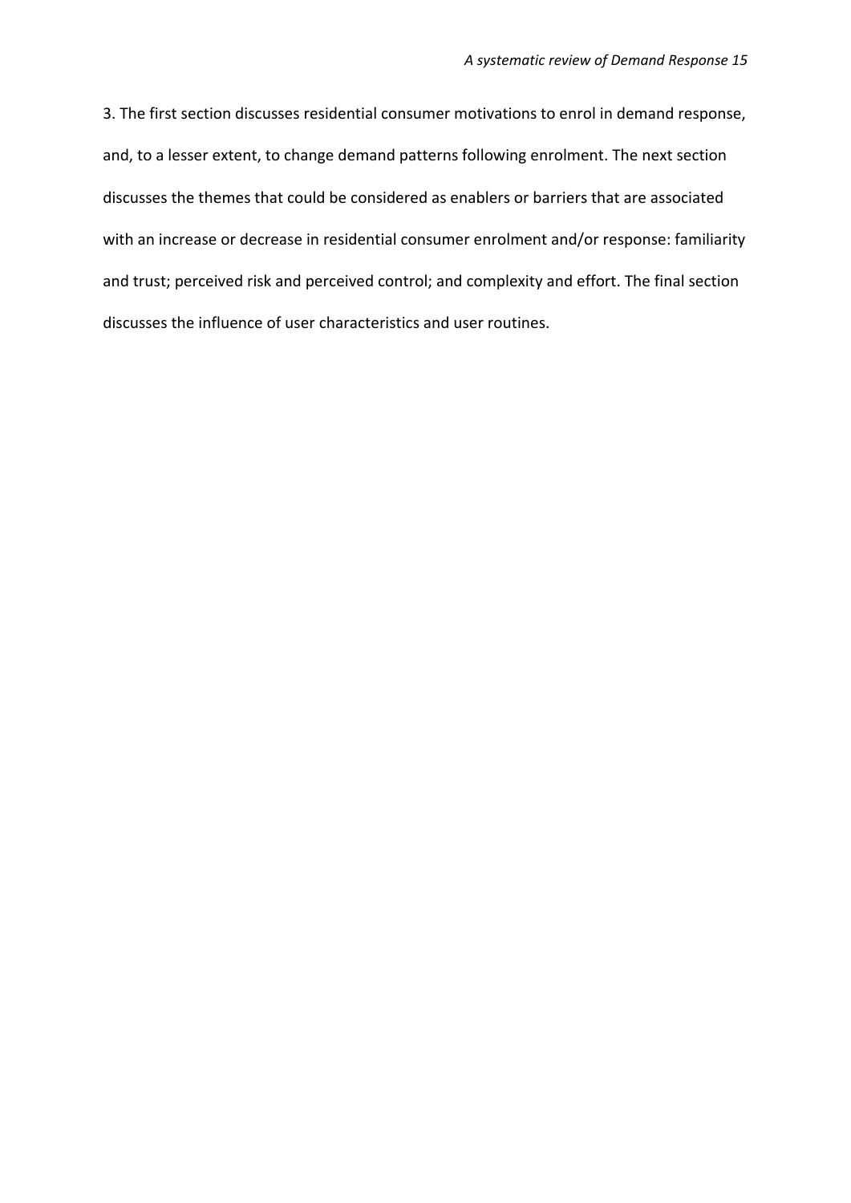3. The first section discusses residential consumer motivations to enrol in demand response, and, to a lesser extent, to change demand patterns following enrolment. The next section discusses the themes that could be considered as enablers or barriers that are associated with an increase or decrease in residential consumer enrolment and/or response: familiarity and trust; perceived risk and perceived control; and complexity and effort. The final section discusses the influence of user characteristics and user routines.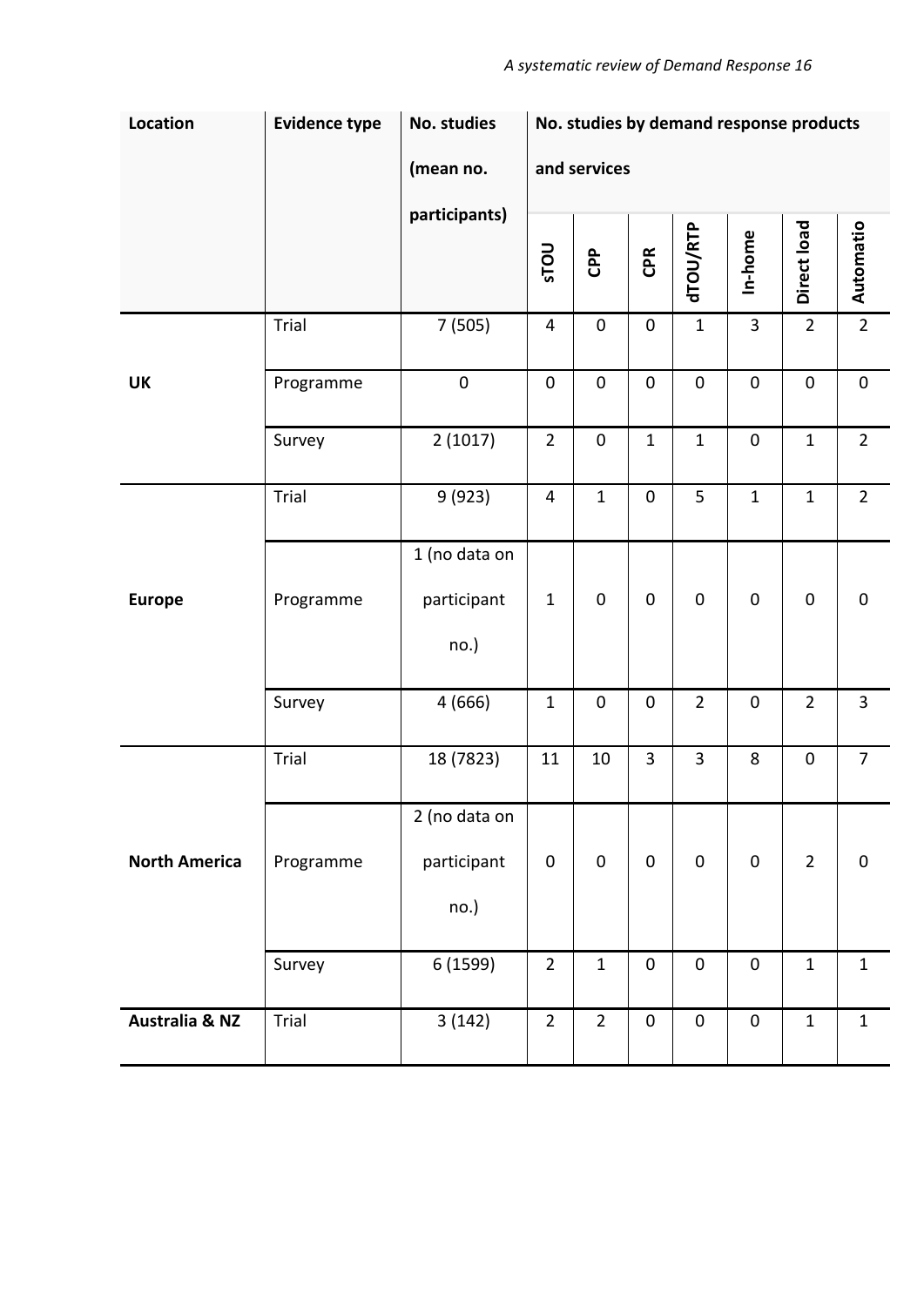| Location | Evidence type | No. studies (mean no. participants) | No. studies by demand response products and services | | | | | | |
|---|---|---|---|---|---|---|---|---|---|
| | | | sTOU | CPP | CPR | dTOU/RTP | In-home | Direct load | Automatio |
| UK | Trial | 7 (505) | 4 | 0 | 0 | 1 | 3 | 2 | 2 |
| | Programme | 0 | 0 | 0 | 0 | 0 | 0 | 0 | 0 |
| | Survey | 2 (1017) | 2 | 0 | 1 | 1 | 0 | 1 | 2 |
| Europe | Trial | 9 (923) | 4 | 1 | 0 | 5 | 1 | 1 | 2 |
| | Programme | 1 (no data on participant no.) | 1 | 0 | 0 | 0 | 0 | 0 | 0 |
| | Survey | 4 (666) | 1 | 0 | 0 | 2 | 0 | 2 | 3 |
| North America | Trial | 18 (7823) | 11 | 10 | 3 | 3 | 8 | 0 | 7 |
| | Programme | 2 (no data on participant no.) | 0 | 0 | 0 | 0 | 0 | 2 | 0 |
| | Survey | 6 (1599) | 2 | 1 | 0 | 0 | 0 | 1 | 1 |
| Australia & NZ | Trial | 3 (142) | 2 | 2 | 0 | 0 | 0 | 1 | 1 |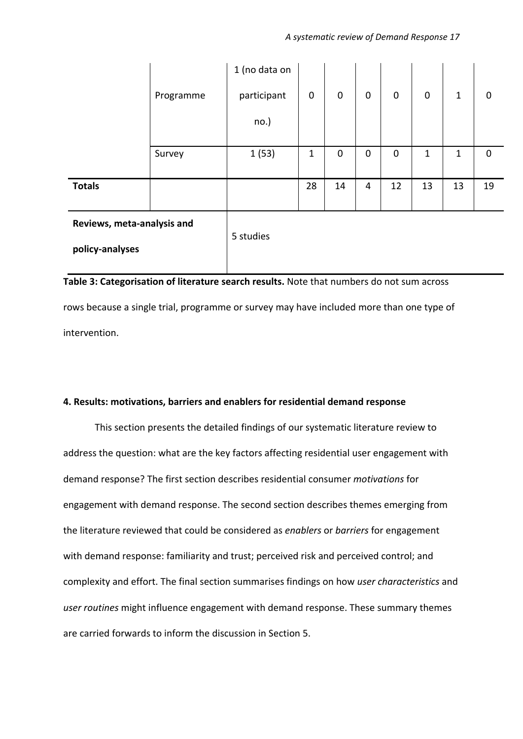| | | | | | | | | | |
|---|---|---|---|---|---|---|---|---|---|
| | Programme | 1 (no data on participant no.) | 0 | 0 | 0 | 0 | 0 | 1 | 0 |
| | Survey | 1 (53) | 1 | 0 | 0 | 0 | 1 | 1 | 0 |
| **Totals** | | | 28 | 14 | 4 | 12 | 13 | 13 | 19 |
| **Reviews, meta-analysis and policy-analyses** | | 5 studies | | | | | | | |

**Table 3: Categorisation of literature search results.** Note that numbers do not sum across rows because a single trial, programme or survey may have included more than one type of intervention.

## 4. Results: motivations, barriers and enablers for residential demand response

This section presents the detailed findings of our systematic literature review to address the question: what are the key factors affecting residential user engagement with demand response? The first section describes residential consumer *motivations* for engagement with demand response. The second section describes themes emerging from the literature reviewed that could be considered as *enablers* or *barriers* for engagement with demand response: familiarity and trust; perceived risk and perceived control; and complexity and effort. The final section summarises findings on how *user characteristics* and *user routines* might influence engagement with demand response. These summary themes are carried forwards to inform the discussion in Section 5.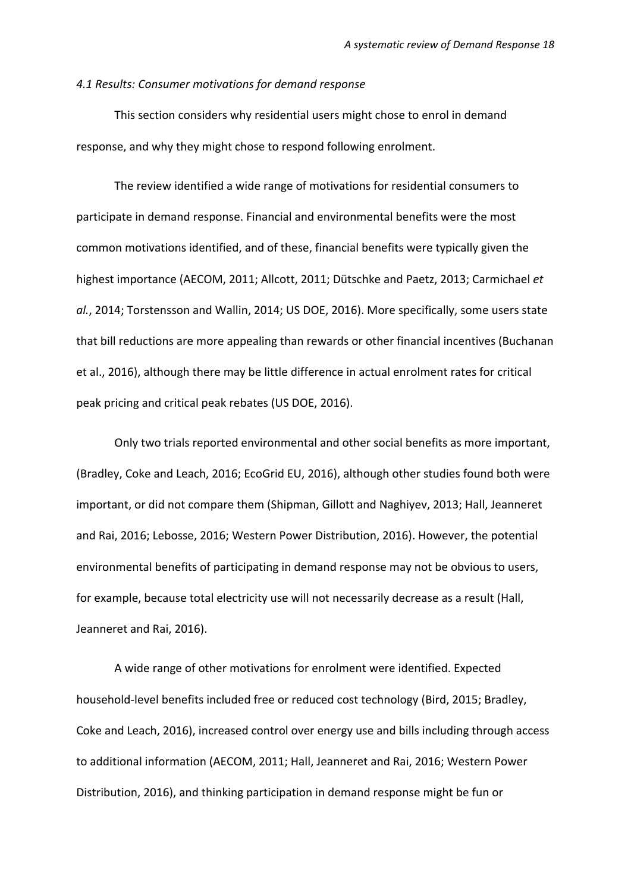*4.1 Results: Consumer motivations for demand response*

This section considers why residential users might chose to enrol in demand response, and why they might chose to respond following enrolment.

The review identified a wide range of motivations for residential consumers to participate in demand response. Financial and environmental benefits were the most common motivations identified, and of these, financial benefits were typically given the highest importance (AECOM, 2011; Allcott, 2011; Dütschke and Paetz, 2013; Carmichael *et al.*, 2014; Torstensson and Wallin, 2014; US DOE, 2016). More specifically, some users state that bill reductions are more appealing than rewards or other financial incentives (Buchanan et al., 2016), although there may be little difference in actual enrolment rates for critical peak pricing and critical peak rebates (US DOE, 2016).

Only two trials reported environmental and other social benefits as more important, (Bradley, Coke and Leach, 2016; EcoGrid EU, 2016), although other studies found both were important, or did not compare them (Shipman, Gillott and Naghiyev, 2013; Hall, Jeanneret and Rai, 2016; Lebosse, 2016; Western Power Distribution, 2016). However, the potential environmental benefits of participating in demand response may not be obvious to users, for example, because total electricity use will not necessarily decrease as a result (Hall, Jeanneret and Rai, 2016).

A wide range of other motivations for enrolment were identified. Expected household-level benefits included free or reduced cost technology (Bird, 2015; Bradley, Coke and Leach, 2016), increased control over energy use and bills including through access to additional information (AECOM, 2011; Hall, Jeanneret and Rai, 2016; Western Power Distribution, 2016), and thinking participation in demand response might be fun or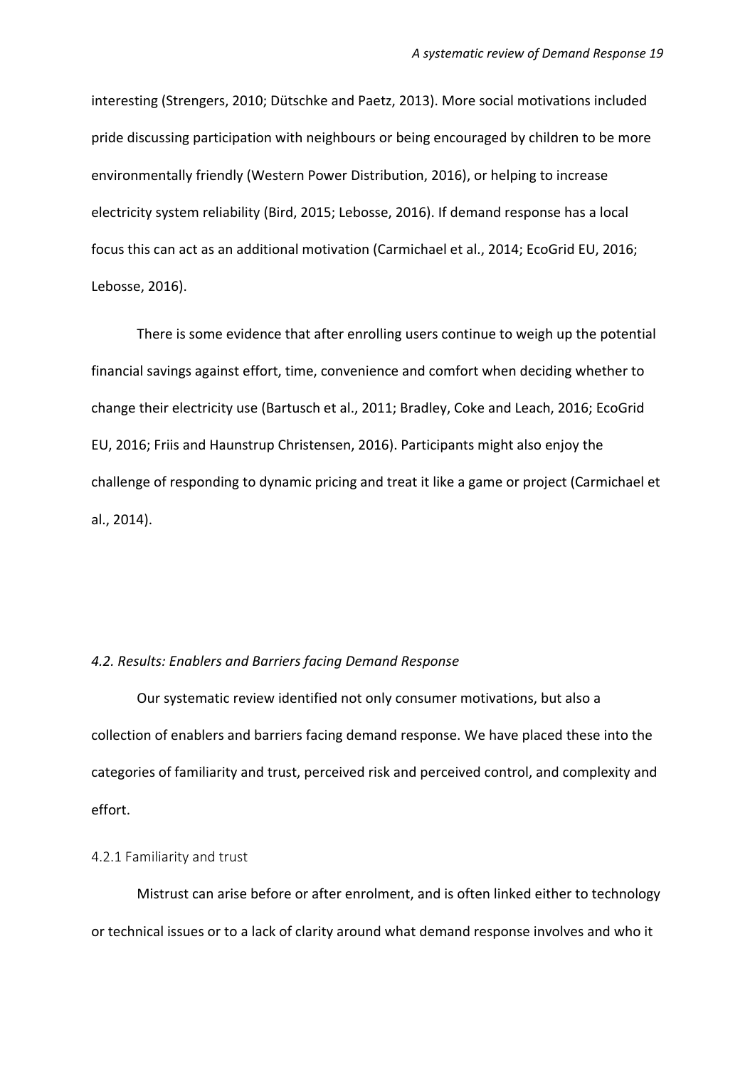interesting (Strengers, 2010; Dütschke and Paetz, 2013). More social motivations included pride discussing participation with neighbours or being encouraged by children to be more environmentally friendly (Western Power Distribution, 2016), or helping to increase electricity system reliability (Bird, 2015; Lebosse, 2016). If demand response has a local focus this can act as an additional motivation (Carmichael et al., 2014; EcoGrid EU, 2016; Lebosse, 2016).

There is some evidence that after enrolling users continue to weigh up the potential financial savings against effort, time, convenience and comfort when deciding whether to change their electricity use (Bartusch et al., 2011; Bradley, Coke and Leach, 2016; EcoGrid EU, 2016; Friis and Haunstrup Christensen, 2016). Participants might also enjoy the challenge of responding to dynamic pricing and treat it like a game or project (Carmichael et al., 2014).

### *4.2. Results: Enablers and Barriers facing Demand Response*

Our systematic review identified not only consumer motivations, but also a collection of enablers and barriers facing demand response. We have placed these into the categories of familiarity and trust, perceived risk and perceived control, and complexity and effort.

#### 4.2.1 Familiarity and trust

Mistrust can arise before or after enrolment, and is often linked either to technology or technical issues or to a lack of clarity around what demand response involves and who it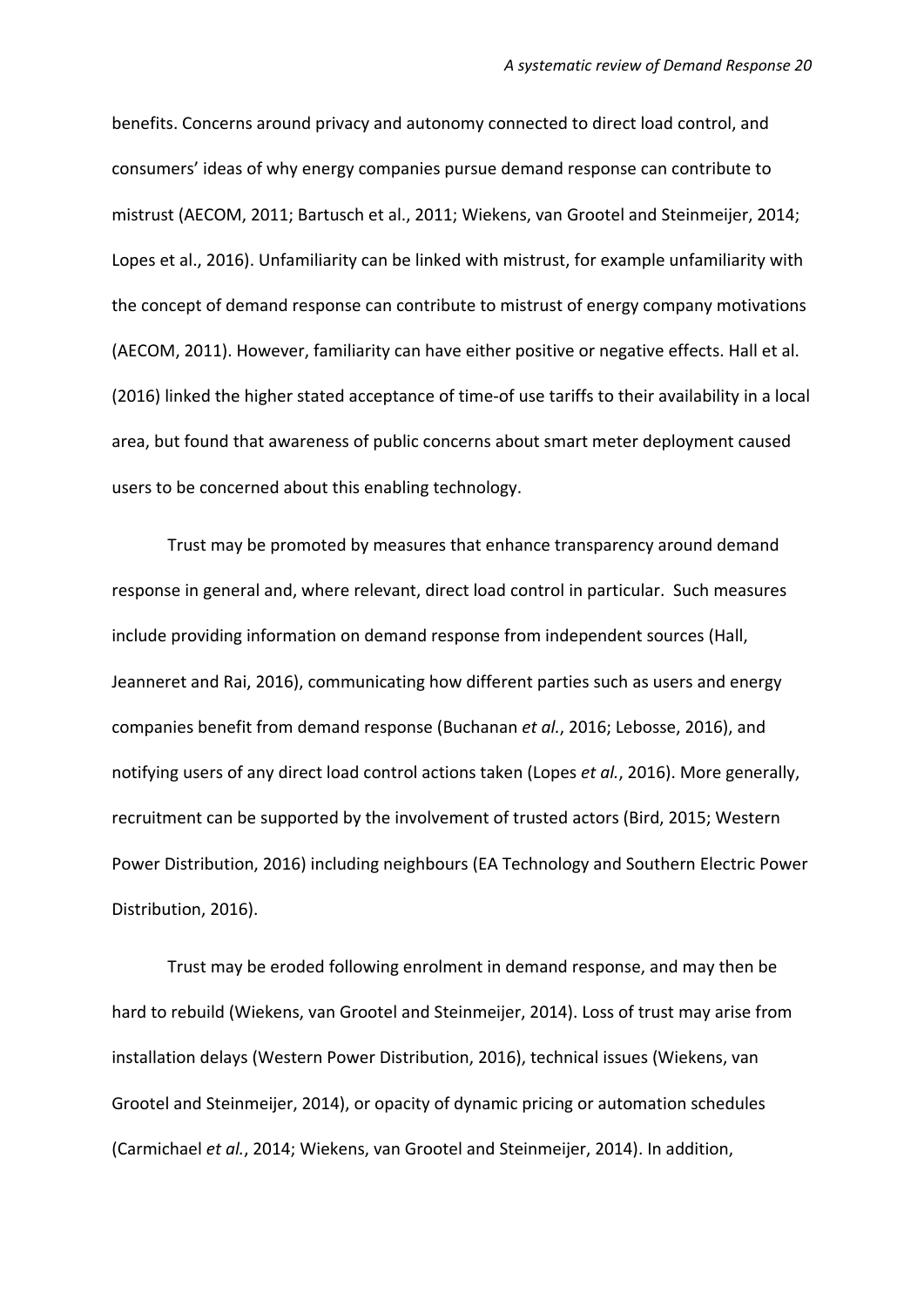benefits. Concerns around privacy and autonomy connected to direct load control, and consumers' ideas of why energy companies pursue demand response can contribute to mistrust (AECOM, 2011; Bartusch et al., 2011; Wiekens, van Grootel and Steinmeijer, 2014; Lopes et al., 2016). Unfamiliarity can be linked with mistrust, for example unfamiliarity with the concept of demand response can contribute to mistrust of energy company motivations (AECOM, 2011). However, familiarity can have either positive or negative effects. Hall et al. (2016) linked the higher stated acceptance of time-of use tariffs to their availability in a local area, but found that awareness of public concerns about smart meter deployment caused users to be concerned about this enabling technology.

Trust may be promoted by measures that enhance transparency around demand response in general and, where relevant, direct load control in particular. Such measures include providing information on demand response from independent sources (Hall, Jeanneret and Rai, 2016), communicating how different parties such as users and energy companies benefit from demand response (Buchanan *et al.*, 2016; Lebosse, 2016), and notifying users of any direct load control actions taken (Lopes *et al.*, 2016). More generally, recruitment can be supported by the involvement of trusted actors (Bird, 2015; Western Power Distribution, 2016) including neighbours (EA Technology and Southern Electric Power Distribution, 2016).

Trust may be eroded following enrolment in demand response, and may then be hard to rebuild (Wiekens, van Grootel and Steinmeijer, 2014). Loss of trust may arise from installation delays (Western Power Distribution, 2016), technical issues (Wiekens, van Grootel and Steinmeijer, 2014), or opacity of dynamic pricing or automation schedules (Carmichael *et al.*, 2014; Wiekens, van Grootel and Steinmeijer, 2014). In addition,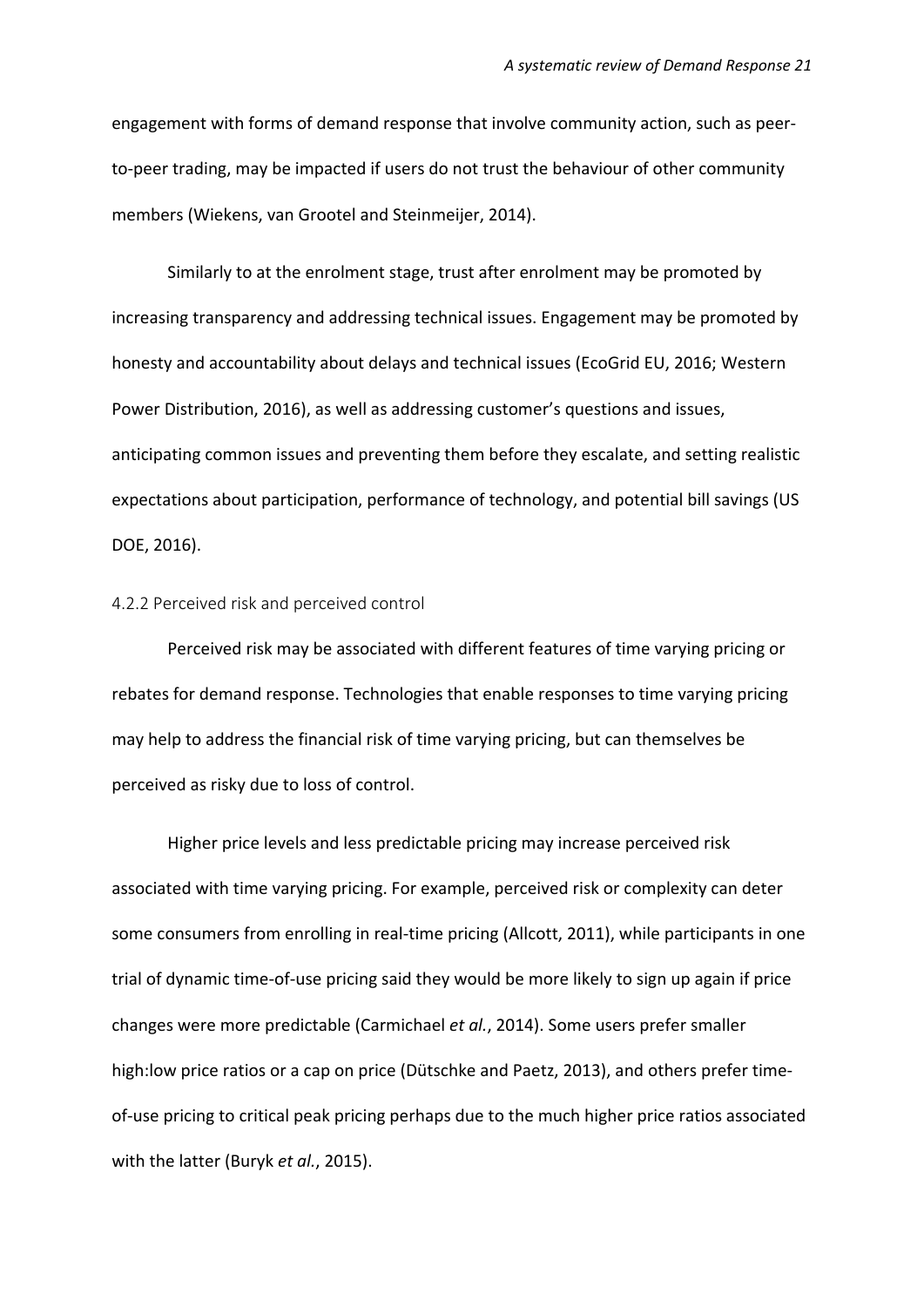engagement with forms of demand response that involve community action, such as peer-to-peer trading, may be impacted if users do not trust the behaviour of other community members (Wiekens, van Grootel and Steinmeijer, 2014).

Similarly to at the enrolment stage, trust after enrolment may be promoted by increasing transparency and addressing technical issues. Engagement may be promoted by honesty and accountability about delays and technical issues (EcoGrid EU, 2016; Western Power Distribution, 2016), as well as addressing customer's questions and issues, anticipating common issues and preventing them before they escalate, and setting realistic expectations about participation, performance of technology, and potential bill savings (US DOE, 2016).

### 4.2.2 Perceived risk and perceived control

Perceived risk may be associated with different features of time varying pricing or rebates for demand response. Technologies that enable responses to time varying pricing may help to address the financial risk of time varying pricing, but can themselves be perceived as risky due to loss of control.

Higher price levels and less predictable pricing may increase perceived risk associated with time varying pricing. For example, perceived risk or complexity can deter some consumers from enrolling in real-time pricing (Allcott, 2011), while participants in one trial of dynamic time-of-use pricing said they would be more likely to sign up again if price changes were more predictable (Carmichael *et al.*, 2014). Some users prefer smaller high:low price ratios or a cap on price (Dütschke and Paetz, 2013), and others prefer time-of-use pricing to critical peak pricing perhaps due to the much higher price ratios associated with the latter (Buryk *et al.*, 2015).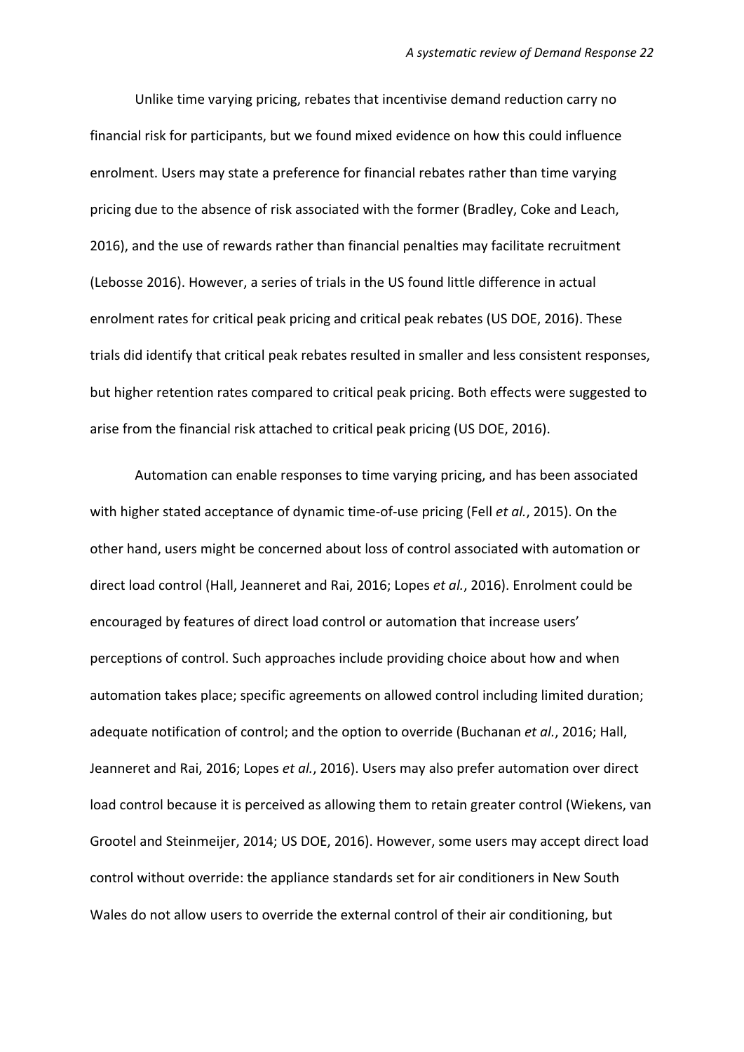Unlike time varying pricing, rebates that incentivise demand reduction carry no financial risk for participants, but we found mixed evidence on how this could influence enrolment. Users may state a preference for financial rebates rather than time varying pricing due to the absence of risk associated with the former (Bradley, Coke and Leach, 2016), and the use of rewards rather than financial penalties may facilitate recruitment (Lebosse 2016). However, a series of trials in the US found little difference in actual enrolment rates for critical peak pricing and critical peak rebates (US DOE, 2016). These trials did identify that critical peak rebates resulted in smaller and less consistent responses, but higher retention rates compared to critical peak pricing. Both effects were suggested to arise from the financial risk attached to critical peak pricing (US DOE, 2016).

Automation can enable responses to time varying pricing, and has been associated with higher stated acceptance of dynamic time-of-use pricing (Fell *et al.*, 2015). On the other hand, users might be concerned about loss of control associated with automation or direct load control (Hall, Jeanneret and Rai, 2016; Lopes *et al.*, 2016). Enrolment could be encouraged by features of direct load control or automation that increase users' perceptions of control. Such approaches include providing choice about how and when automation takes place; specific agreements on allowed control including limited duration; adequate notification of control; and the option to override (Buchanan *et al.*, 2016; Hall, Jeanneret and Rai, 2016; Lopes *et al.*, 2016). Users may also prefer automation over direct load control because it is perceived as allowing them to retain greater control (Wiekens, van Grootel and Steinmeijer, 2014; US DOE, 2016). However, some users may accept direct load control without override: the appliance standards set for air conditioners in New South Wales do not allow users to override the external control of their air conditioning, but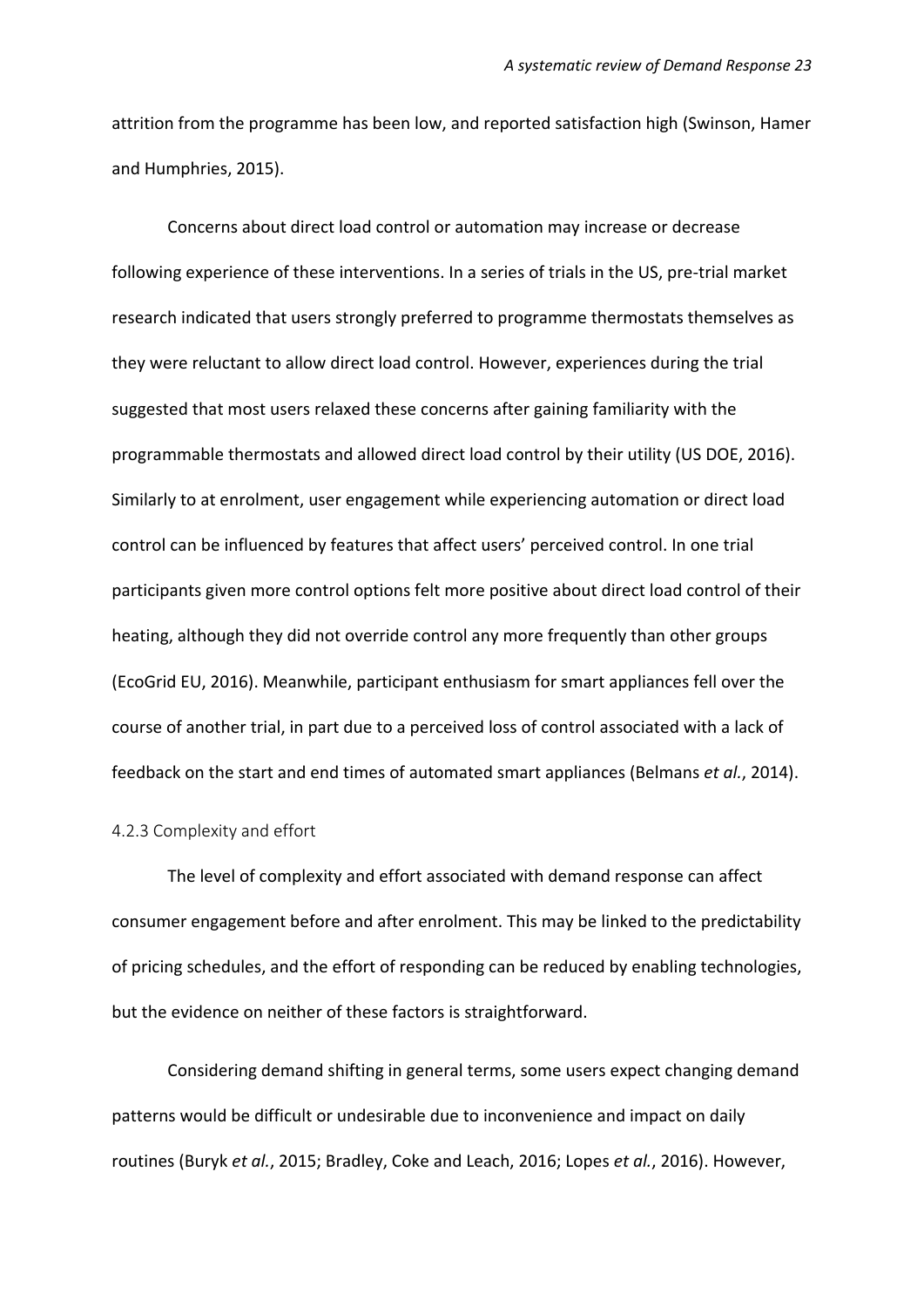attrition from the programme has been low, and reported satisfaction high (Swinson, Hamer and Humphries, 2015).

Concerns about direct load control or automation may increase or decrease following experience of these interventions. In a series of trials in the US, pre-trial market research indicated that users strongly preferred to programme thermostats themselves as they were reluctant to allow direct load control. However, experiences during the trial suggested that most users relaxed these concerns after gaining familiarity with the programmable thermostats and allowed direct load control by their utility (US DOE, 2016). Similarly to at enrolment, user engagement while experiencing automation or direct load control can be influenced by features that affect users' perceived control. In one trial participants given more control options felt more positive about direct load control of their heating, although they did not override control any more frequently than other groups (EcoGrid EU, 2016). Meanwhile, participant enthusiasm for smart appliances fell over the course of another trial, in part due to a perceived loss of control associated with a lack of feedback on the start and end times of automated smart appliances (Belmans *et al.*, 2014).

### 4.2.3 Complexity and effort

The level of complexity and effort associated with demand response can affect consumer engagement before and after enrolment. This may be linked to the predictability of pricing schedules, and the effort of responding can be reduced by enabling technologies, but the evidence on neither of these factors is straightforward.

Considering demand shifting in general terms, some users expect changing demand patterns would be difficult or undesirable due to inconvenience and impact on daily routines (Buryk *et al.*, 2015; Bradley, Coke and Leach, 2016; Lopes *et al.*, 2016). However,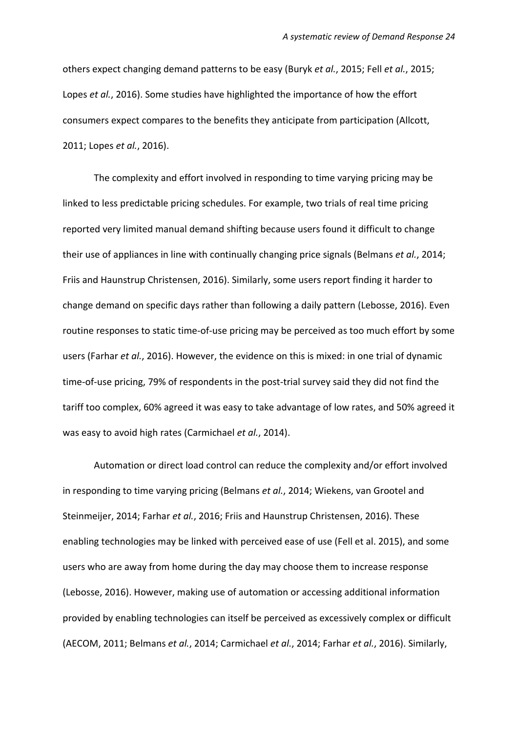others expect changing demand patterns to be easy (Buryk *et al.*, 2015; Fell *et al.*, 2015; Lopes *et al.*, 2016). Some studies have highlighted the importance of how the effort consumers expect compares to the benefits they anticipate from participation (Allcott, 2011; Lopes *et al.*, 2016).

The complexity and effort involved in responding to time varying pricing may be linked to less predictable pricing schedules. For example, two trials of real time pricing reported very limited manual demand shifting because users found it difficult to change their use of appliances in line with continually changing price signals (Belmans *et al.*, 2014; Friis and Haunstrup Christensen, 2016). Similarly, some users report finding it harder to change demand on specific days rather than following a daily pattern (Lebosse, 2016). Even routine responses to static time-of-use pricing may be perceived as too much effort by some users (Farhar *et al.*, 2016). However, the evidence on this is mixed: in one trial of dynamic time-of-use pricing, 79% of respondents in the post-trial survey said they did not find the tariff too complex, 60% agreed it was easy to take advantage of low rates, and 50% agreed it was easy to avoid high rates (Carmichael *et al.*, 2014).

Automation or direct load control can reduce the complexity and/or effort involved in responding to time varying pricing (Belmans *et al.*, 2014; Wiekens, van Grootel and Steinmeijer, 2014; Farhar *et al.*, 2016; Friis and Haunstrup Christensen, 2016). These enabling technologies may be linked with perceived ease of use (Fell et al. 2015), and some users who are away from home during the day may choose them to increase response (Lebosse, 2016). However, making use of automation or accessing additional information provided by enabling technologies can itself be perceived as excessively complex or difficult (AECOM, 2011; Belmans *et al.*, 2014; Carmichael *et al.*, 2014; Farhar *et al.*, 2016). Similarly,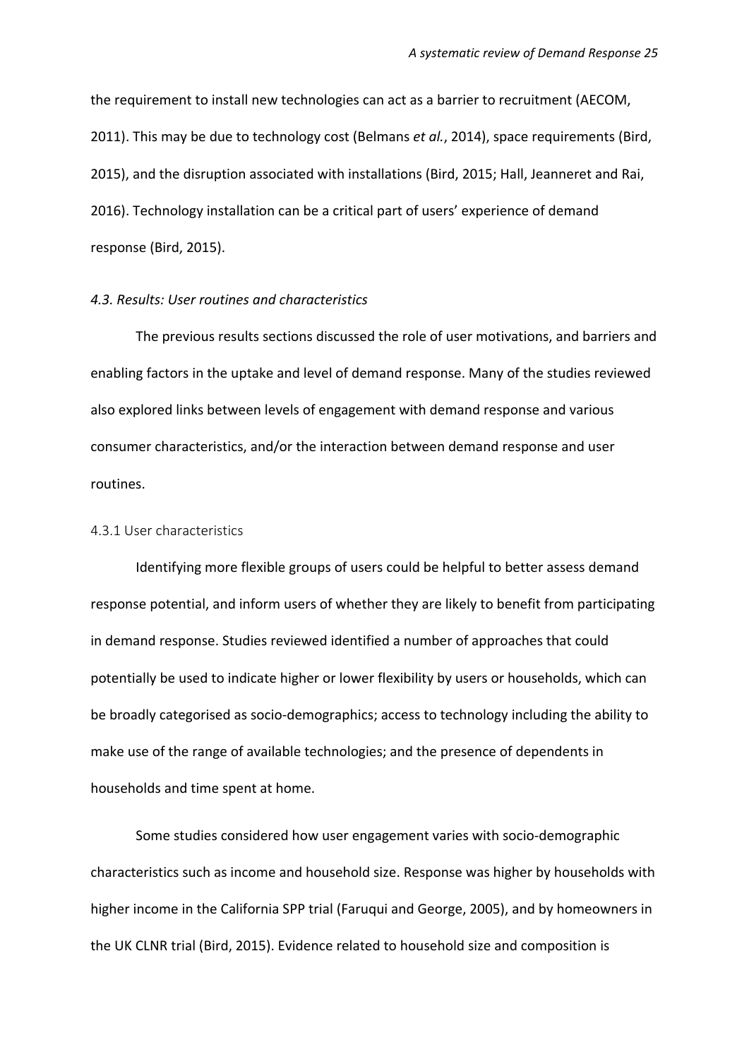the requirement to install new technologies can act as a barrier to recruitment (AECOM, 2011). This may be due to technology cost (Belmans *et al.*, 2014), space requirements (Bird, 2015), and the disruption associated with installations (Bird, 2015; Hall, Jeanneret and Rai, 2016). Technology installation can be a critical part of users' experience of demand response (Bird, 2015).

### *4.3. Results: User routines and characteristics*

The previous results sections discussed the role of user motivations, and barriers and enabling factors in the uptake and level of demand response. Many of the studies reviewed also explored links between levels of engagement with demand response and various consumer characteristics, and/or the interaction between demand response and user routines.

#### 4.3.1 User characteristics

Identifying more flexible groups of users could be helpful to better assess demand response potential, and inform users of whether they are likely to benefit from participating in demand response. Studies reviewed identified a number of approaches that could potentially be used to indicate higher or lower flexibility by users or households, which can be broadly categorised as socio-demographics; access to technology including the ability to make use of the range of available technologies; and the presence of dependents in households and time spent at home.

Some studies considered how user engagement varies with socio-demographic characteristics such as income and household size. Response was higher by households with higher income in the California SPP trial (Faruqui and George, 2005), and by homeowners in the UK CLNR trial (Bird, 2015). Evidence related to household size and composition is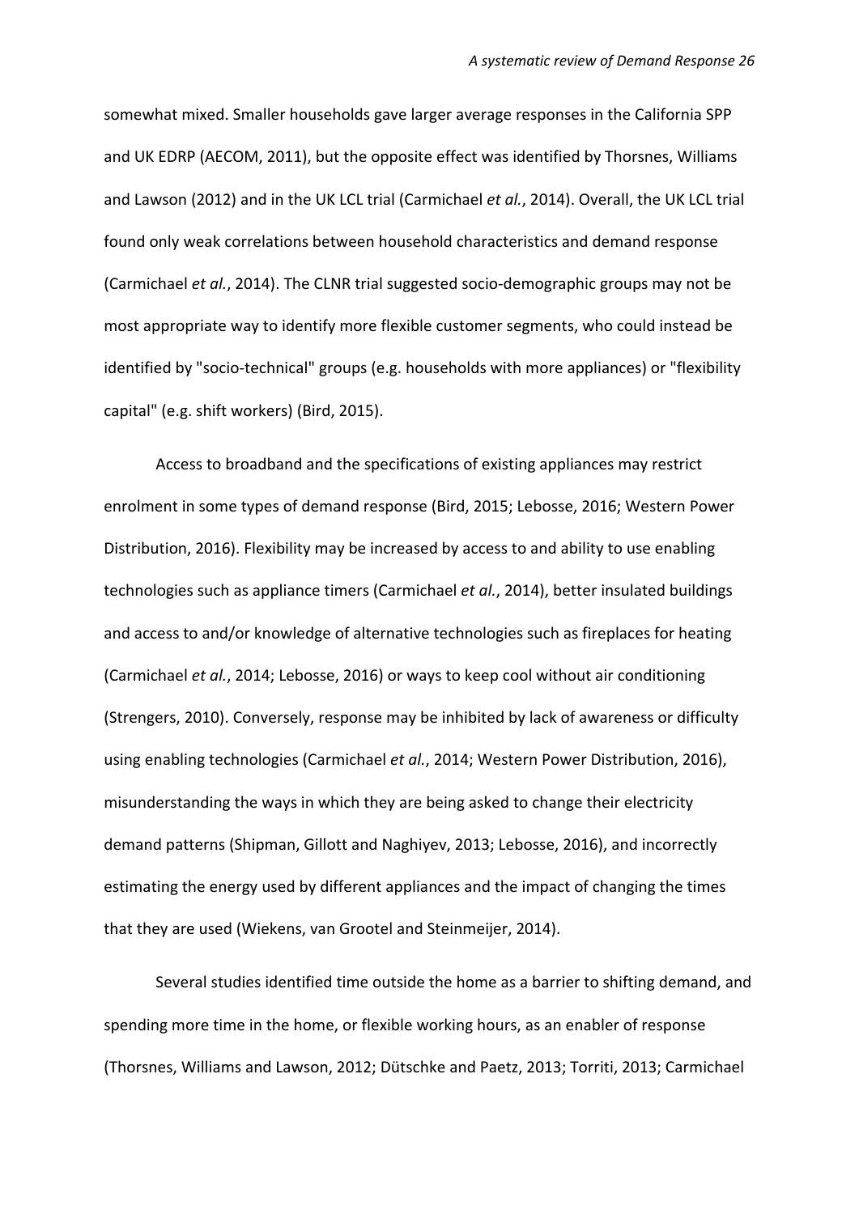somewhat mixed. Smaller households gave larger average responses in the California SPP and UK EDRP (AECOM, 2011), but the opposite effect was identified by Thorsnes, Williams and Lawson (2012) and in the UK LCL trial (Carmichael *et al.*, 2014). Overall, the UK LCL trial found only weak correlations between household characteristics and demand response (Carmichael *et al.*, 2014). The CLNR trial suggested socio-demographic groups may not be most appropriate way to identify more flexible customer segments, who could instead be identified by "socio-technical" groups (e.g. households with more appliances) or "flexibility capital" (e.g. shift workers) (Bird, 2015).

Access to broadband and the specifications of existing appliances may restrict enrolment in some types of demand response (Bird, 2015; Lebosse, 2016; Western Power Distribution, 2016). Flexibility may be increased by access to and ability to use enabling technologies such as appliance timers (Carmichael *et al.*, 2014), better insulated buildings and access to and/or knowledge of alternative technologies such as fireplaces for heating (Carmichael *et al.*, 2014; Lebosse, 2016) or ways to keep cool without air conditioning (Strengers, 2010). Conversely, response may be inhibited by lack of awareness or difficulty using enabling technologies (Carmichael *et al.*, 2014; Western Power Distribution, 2016), misunderstanding the ways in which they are being asked to change their electricity demand patterns (Shipman, Gillott and Naghiyev, 2013; Lebosse, 2016), and incorrectly estimating the energy used by different appliances and the impact of changing the times that they are used (Wiekens, van Grootel and Steinmeijer, 2014).

Several studies identified time outside the home as a barrier to shifting demand, and spending more time in the home, or flexible working hours, as an enabler of response (Thorsnes, Williams and Lawson, 2012; Dütschke and Paetz, 2013; Torriti, 2013; Carmichael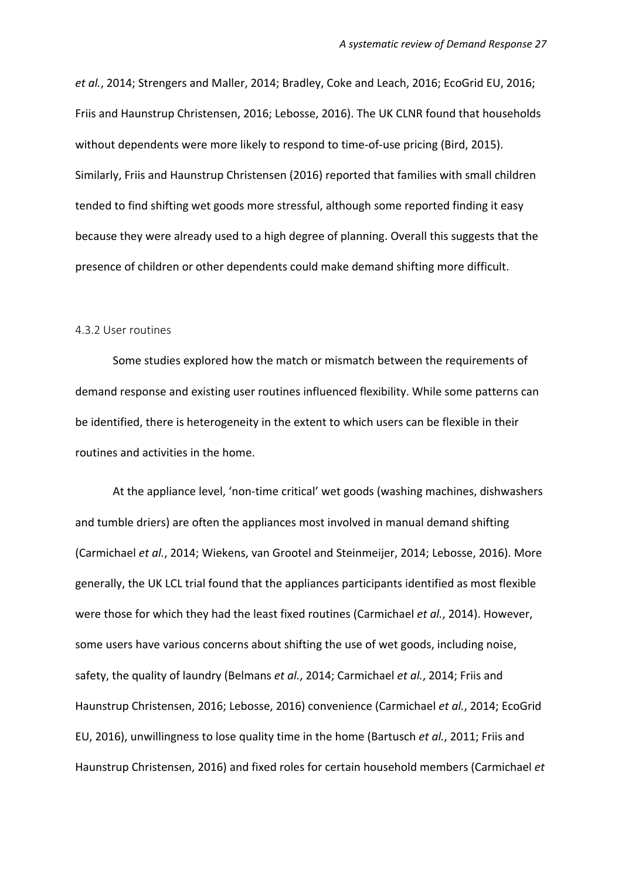*et al.*, 2014; Strengers and Maller, 2014; Bradley, Coke and Leach, 2016; EcoGrid EU, 2016; Friis and Haunstrup Christensen, 2016; Lebosse, 2016). The UK CLNR found that households without dependents were more likely to respond to time-of-use pricing (Bird, 2015). Similarly, Friis and Haunstrup Christensen (2016) reported that families with small children tended to find shifting wet goods more stressful, although some reported finding it easy because they were already used to a high degree of planning. Overall this suggests that the presence of children or other dependents could make demand shifting more difficult.

#### 4.3.2 User routines

Some studies explored how the match or mismatch between the requirements of demand response and existing user routines influenced flexibility. While some patterns can be identified, there is heterogeneity in the extent to which users can be flexible in their routines and activities in the home.

At the appliance level, 'non-time critical' wet goods (washing machines, dishwashers and tumble driers) are often the appliances most involved in manual demand shifting (Carmichael *et al.*, 2014; Wiekens, van Grootel and Steinmeijer, 2014; Lebosse, 2016). More generally, the UK LCL trial found that the appliances participants identified as most flexible were those for which they had the least fixed routines (Carmichael *et al.*, 2014). However, some users have various concerns about shifting the use of wet goods, including noise, safety, the quality of laundry (Belmans *et al.*, 2014; Carmichael *et al.*, 2014; Friis and Haunstrup Christensen, 2016; Lebosse, 2016) convenience (Carmichael *et al.*, 2014; EcoGrid EU, 2016), unwillingness to lose quality time in the home (Bartusch *et al.*, 2011; Friis and Haunstrup Christensen, 2016) and fixed roles for certain household members (Carmichael *et*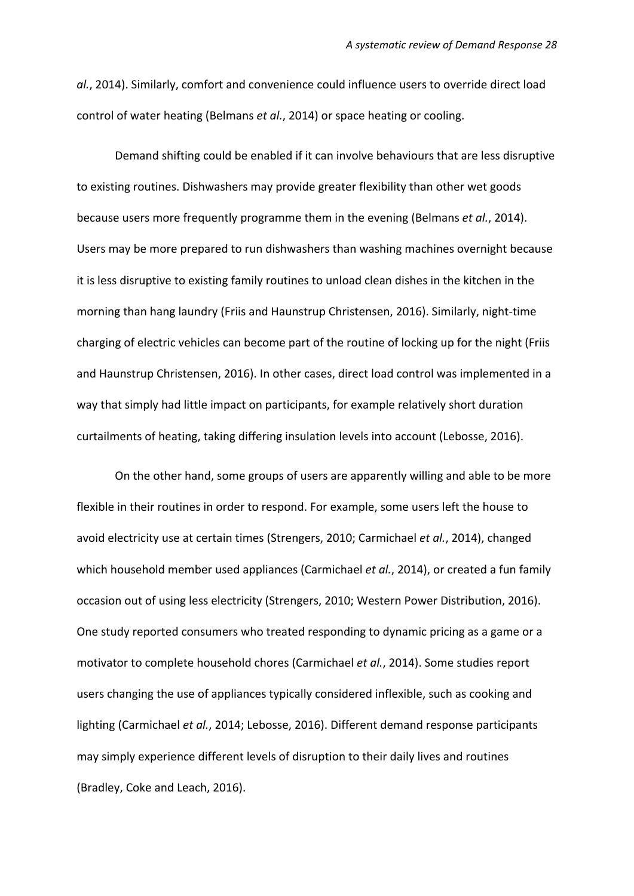*al.*, 2014). Similarly, comfort and convenience could influence users to override direct load control of water heating (Belmans *et al.*, 2014) or space heating or cooling.

Demand shifting could be enabled if it can involve behaviours that are less disruptive to existing routines. Dishwashers may provide greater flexibility than other wet goods because users more frequently programme them in the evening (Belmans *et al.*, 2014). Users may be more prepared to run dishwashers than washing machines overnight because it is less disruptive to existing family routines to unload clean dishes in the kitchen in the morning than hang laundry (Friis and Haunstrup Christensen, 2016). Similarly, night-time charging of electric vehicles can become part of the routine of locking up for the night (Friis and Haunstrup Christensen, 2016). In other cases, direct load control was implemented in a way that simply had little impact on participants, for example relatively short duration curtailments of heating, taking differing insulation levels into account (Lebosse, 2016).

On the other hand, some groups of users are apparently willing and able to be more flexible in their routines in order to respond. For example, some users left the house to avoid electricity use at certain times (Strengers, 2010; Carmichael *et al.*, 2014), changed which household member used appliances (Carmichael *et al.*, 2014), or created a fun family occasion out of using less electricity (Strengers, 2010; Western Power Distribution, 2016). One study reported consumers who treated responding to dynamic pricing as a game or a motivator to complete household chores (Carmichael *et al.*, 2014). Some studies report users changing the use of appliances typically considered inflexible, such as cooking and lighting (Carmichael *et al.*, 2014; Lebosse, 2016). Different demand response participants may simply experience different levels of disruption to their daily lives and routines (Bradley, Coke and Leach, 2016).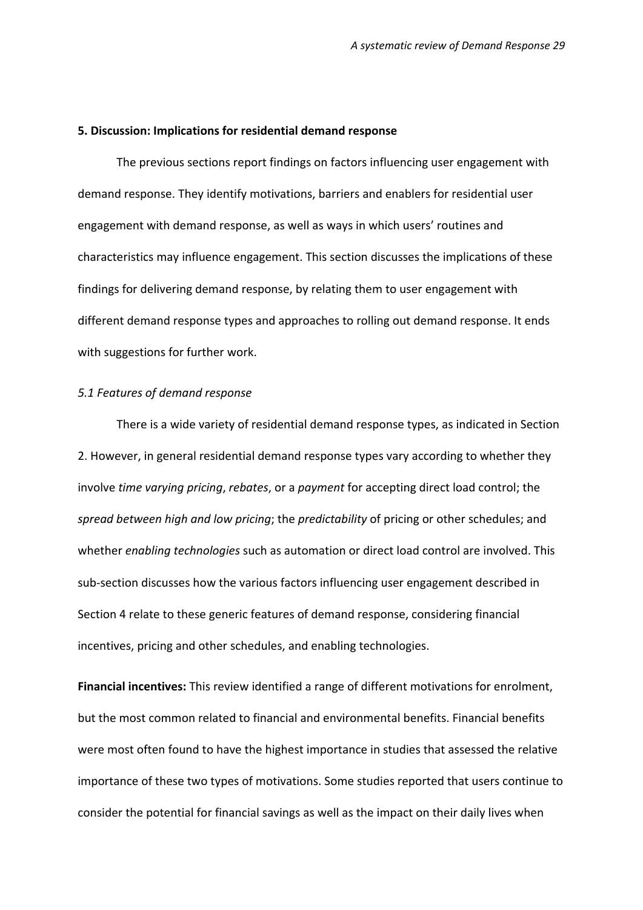## 5. Discussion: Implications for residential demand response

The previous sections report findings on factors influencing user engagement with demand response. They identify motivations, barriers and enablers for residential user engagement with demand response, as well as ways in which users' routines and characteristics may influence engagement. This section discusses the implications of these findings for delivering demand response, by relating them to user engagement with different demand response types and approaches to rolling out demand response. It ends with suggestions for further work.

### *5.1 Features of demand response*

There is a wide variety of residential demand response types, as indicated in Section 2. However, in general residential demand response types vary according to whether they involve *time varying pricing*, *rebates*, or a *payment* for accepting direct load control; the *spread between high and low pricing*; the *predictability* of pricing or other schedules; and whether *enabling technologies* such as automation or direct load control are involved. This sub-section discusses how the various factors influencing user engagement described in Section 4 relate to these generic features of demand response, considering financial incentives, pricing and other schedules, and enabling technologies.

**Financial incentives:** This review identified a range of different motivations for enrolment, but the most common related to financial and environmental benefits. Financial benefits were most often found to have the highest importance in studies that assessed the relative importance of these two types of motivations. Some studies reported that users continue to consider the potential for financial savings as well as the impact on their daily lives when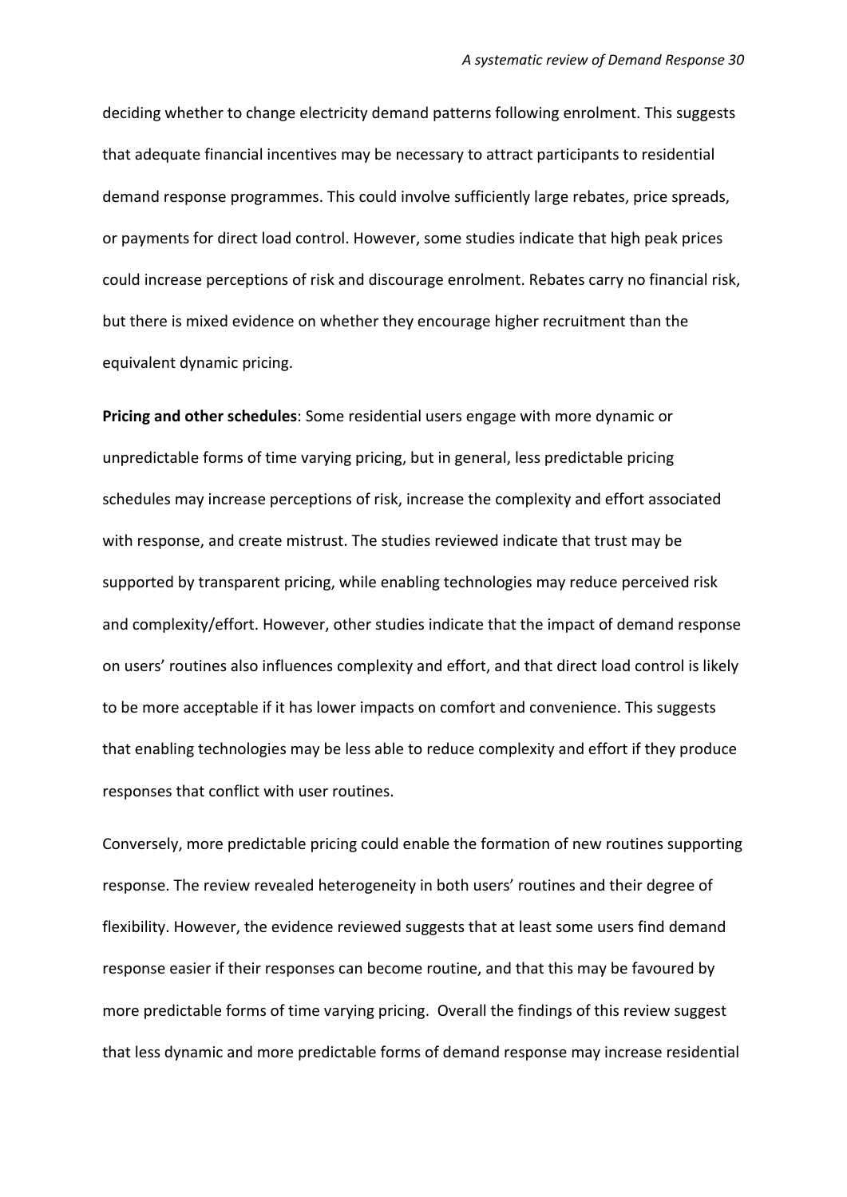deciding whether to change electricity demand patterns following enrolment. This suggests that adequate financial incentives may be necessary to attract participants to residential demand response programmes. This could involve sufficiently large rebates, price spreads, or payments for direct load control. However, some studies indicate that high peak prices could increase perceptions of risk and discourage enrolment. Rebates carry no financial risk, but there is mixed evidence on whether they encourage higher recruitment than the equivalent dynamic pricing.

**Pricing and other schedules**: Some residential users engage with more dynamic or unpredictable forms of time varying pricing, but in general, less predictable pricing schedules may increase perceptions of risk, increase the complexity and effort associated with response, and create mistrust. The studies reviewed indicate that trust may be supported by transparent pricing, while enabling technologies may reduce perceived risk and complexity/effort. However, other studies indicate that the impact of demand response on users' routines also influences complexity and effort, and that direct load control is likely to be more acceptable if it has lower impacts on comfort and convenience. This suggests that enabling technologies may be less able to reduce complexity and effort if they produce responses that conflict with user routines.

Conversely, more predictable pricing could enable the formation of new routines supporting response. The review revealed heterogeneity in both users' routines and their degree of flexibility. However, the evidence reviewed suggests that at least some users find demand response easier if their responses can become routine, and that this may be favoured by more predictable forms of time varying pricing. Overall the findings of this review suggest that less dynamic and more predictable forms of demand response may increase residential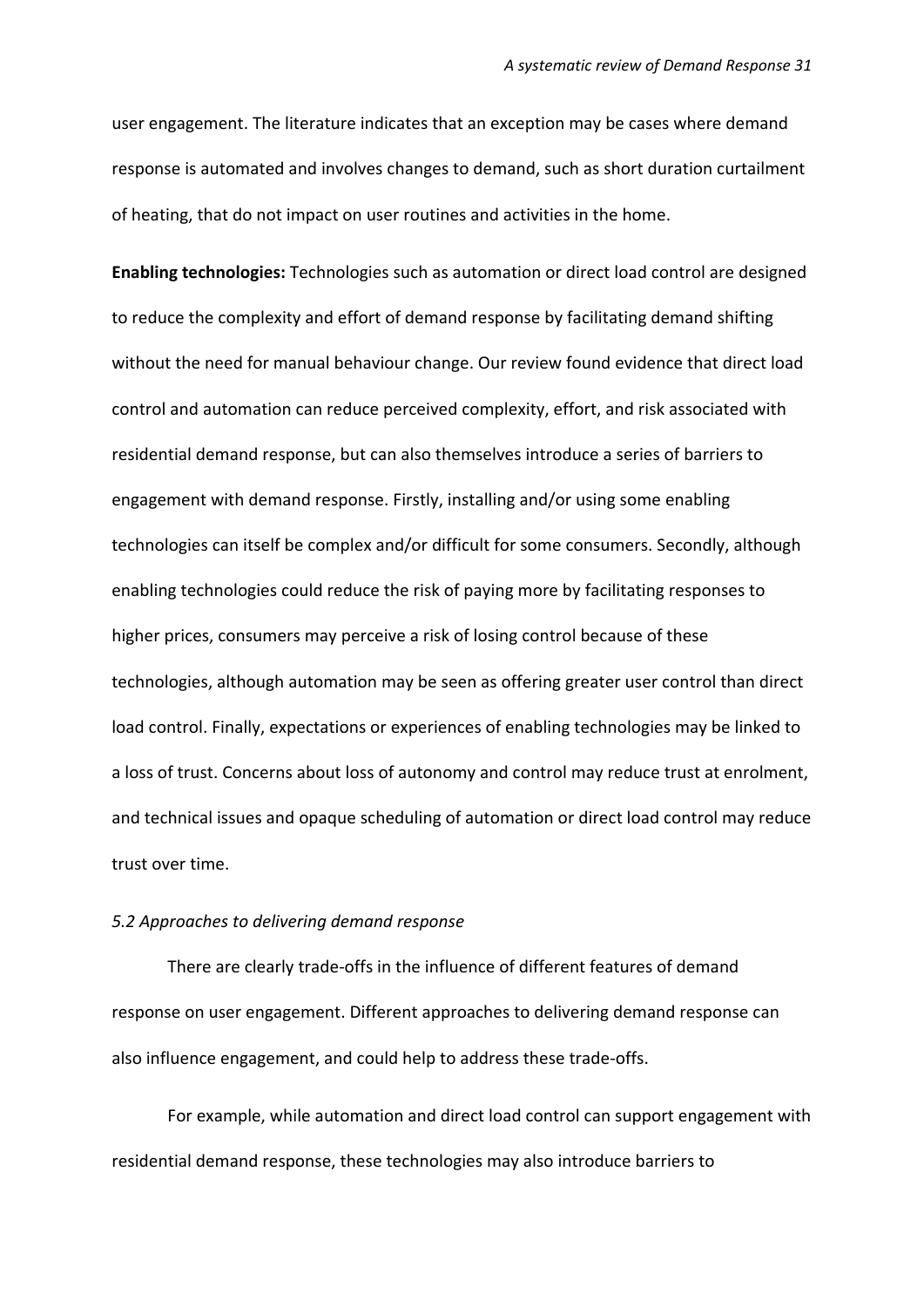user engagement. The literature indicates that an exception may be cases where demand response is automated and involves changes to demand, such as short duration curtailment of heating, that do not impact on user routines and activities in the home.

**Enabling technologies:** Technologies such as automation or direct load control are designed to reduce the complexity and effort of demand response by facilitating demand shifting without the need for manual behaviour change. Our review found evidence that direct load control and automation can reduce perceived complexity, effort, and risk associated with residential demand response, but can also themselves introduce a series of barriers to engagement with demand response. Firstly, installing and/or using some enabling technologies can itself be complex and/or difficult for some consumers. Secondly, although enabling technologies could reduce the risk of paying more by facilitating responses to higher prices, consumers may perceive a risk of losing control because of these technologies, although automation may be seen as offering greater user control than direct load control. Finally, expectations or experiences of enabling technologies may be linked to a loss of trust. Concerns about loss of autonomy and control may reduce trust at enrolment, and technical issues and opaque scheduling of automation or direct load control may reduce trust over time.

### *5.2 Approaches to delivering demand response*

There are clearly trade-offs in the influence of different features of demand response on user engagement. Different approaches to delivering demand response can also influence engagement, and could help to address these trade-offs.

For example, while automation and direct load control can support engagement with residential demand response, these technologies may also introduce barriers to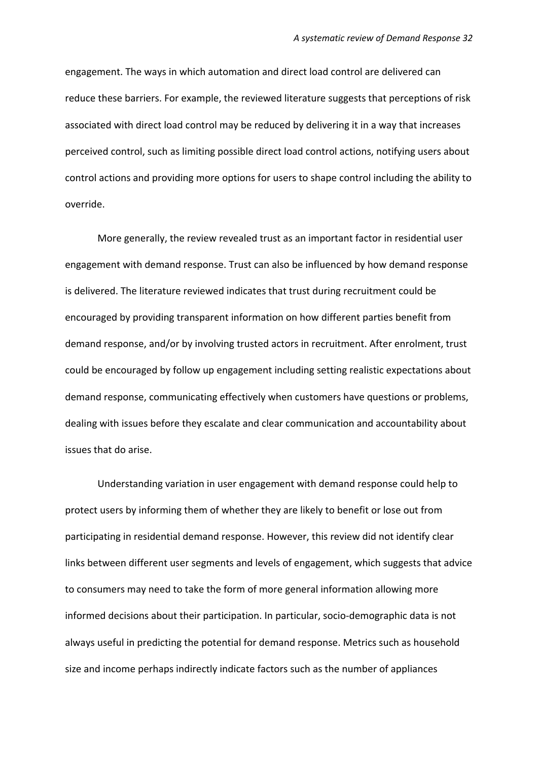engagement. The ways in which automation and direct load control are delivered can reduce these barriers. For example, the reviewed literature suggests that perceptions of risk associated with direct load control may be reduced by delivering it in a way that increases perceived control, such as limiting possible direct load control actions, notifying users about control actions and providing more options for users to shape control including the ability to override.

More generally, the review revealed trust as an important factor in residential user engagement with demand response. Trust can also be influenced by how demand response is delivered. The literature reviewed indicates that trust during recruitment could be encouraged by providing transparent information on how different parties benefit from demand response, and/or by involving trusted actors in recruitment. After enrolment, trust could be encouraged by follow up engagement including setting realistic expectations about demand response, communicating effectively when customers have questions or problems, dealing with issues before they escalate and clear communication and accountability about issues that do arise.

Understanding variation in user engagement with demand response could help to protect users by informing them of whether they are likely to benefit or lose out from participating in residential demand response. However, this review did not identify clear links between different user segments and levels of engagement, which suggests that advice to consumers may need to take the form of more general information allowing more informed decisions about their participation. In particular, socio-demographic data is not always useful in predicting the potential for demand response. Metrics such as household size and income perhaps indirectly indicate factors such as the number of appliances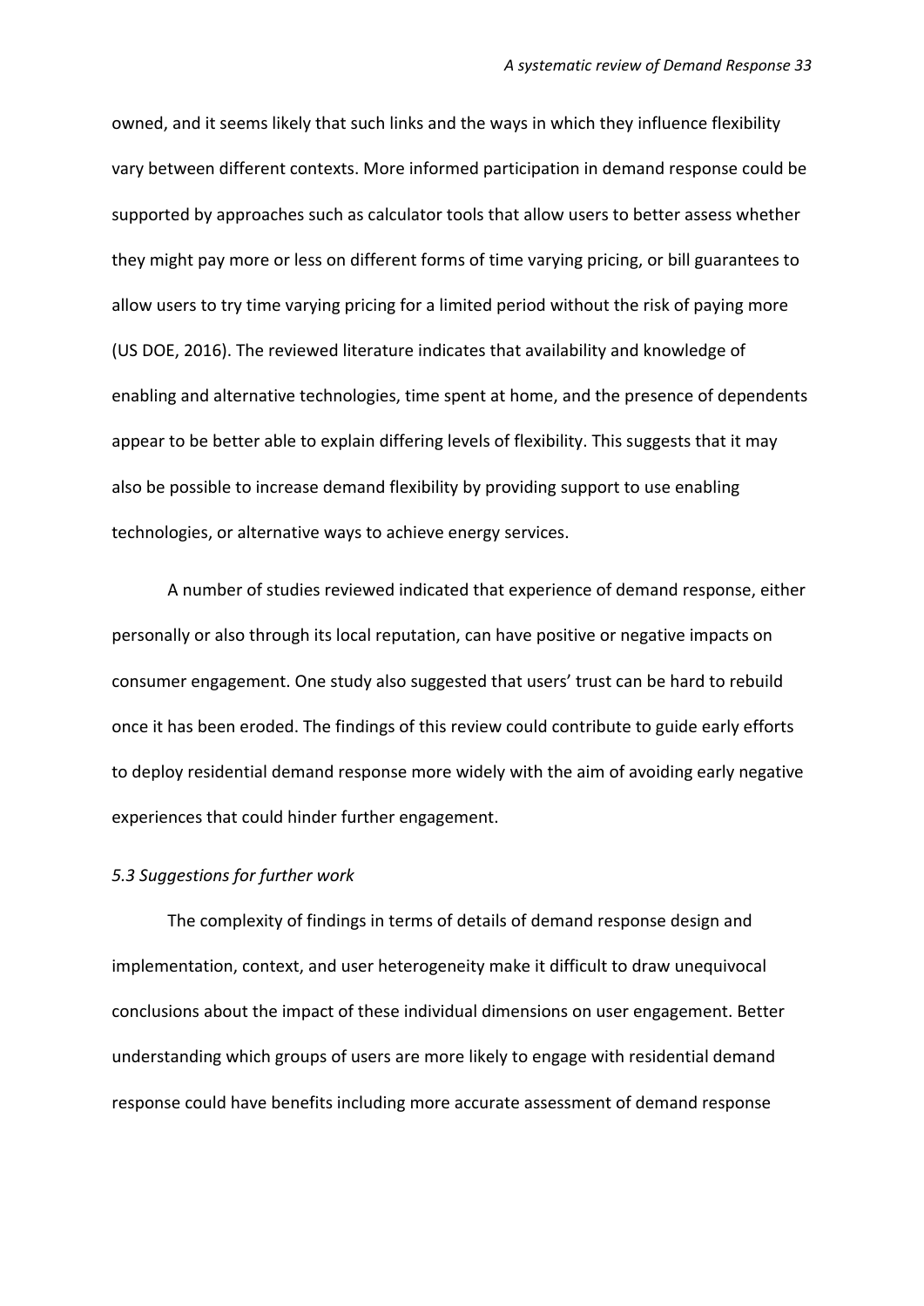owned, and it seems likely that such links and the ways in which they influence flexibility vary between different contexts. More informed participation in demand response could be supported by approaches such as calculator tools that allow users to better assess whether they might pay more or less on different forms of time varying pricing, or bill guarantees to allow users to try time varying pricing for a limited period without the risk of paying more (US DOE, 2016). The reviewed literature indicates that availability and knowledge of enabling and alternative technologies, time spent at home, and the presence of dependents appear to be better able to explain differing levels of flexibility. This suggests that it may also be possible to increase demand flexibility by providing support to use enabling technologies, or alternative ways to achieve energy services.

A number of studies reviewed indicated that experience of demand response, either personally or also through its local reputation, can have positive or negative impacts on consumer engagement. One study also suggested that users' trust can be hard to rebuild once it has been eroded. The findings of this review could contribute to guide early efforts to deploy residential demand response more widely with the aim of avoiding early negative experiences that could hinder further engagement.

### *5.3 Suggestions for further work*

The complexity of findings in terms of details of demand response design and implementation, context, and user heterogeneity make it difficult to draw unequivocal conclusions about the impact of these individual dimensions on user engagement. Better understanding which groups of users are more likely to engage with residential demand response could have benefits including more accurate assessment of demand response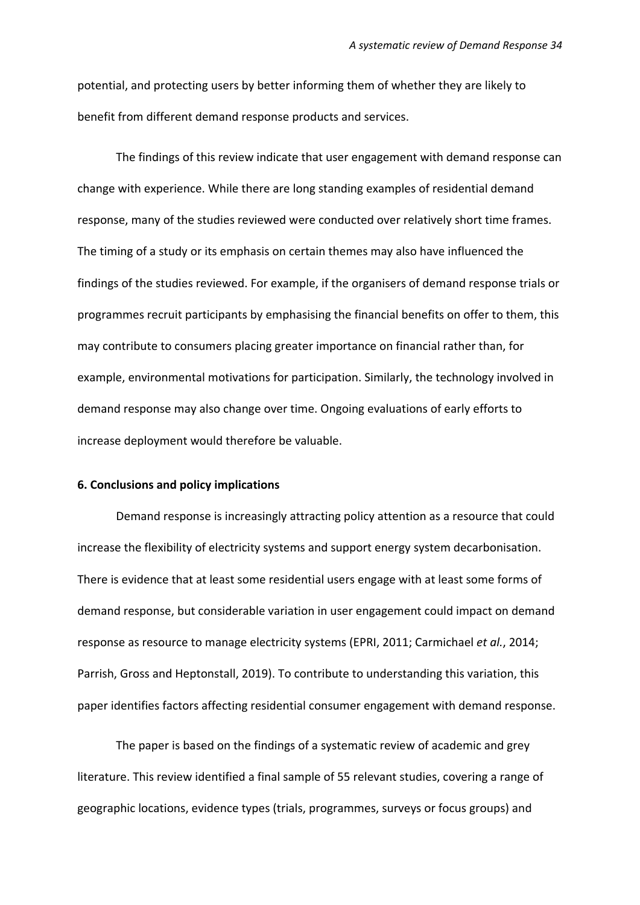potential, and protecting users by better informing them of whether they are likely to benefit from different demand response products and services.

The findings of this review indicate that user engagement with demand response can change with experience. While there are long standing examples of residential demand response, many of the studies reviewed were conducted over relatively short time frames. The timing of a study or its emphasis on certain themes may also have influenced the findings of the studies reviewed. For example, if the organisers of demand response trials or programmes recruit participants by emphasising the financial benefits on offer to them, this may contribute to consumers placing greater importance on financial rather than, for example, environmental motivations for participation. Similarly, the technology involved in demand response may also change over time. Ongoing evaluations of early efforts to increase deployment would therefore be valuable.

## 6. Conclusions and policy implications

Demand response is increasingly attracting policy attention as a resource that could increase the flexibility of electricity systems and support energy system decarbonisation. There is evidence that at least some residential users engage with at least some forms of demand response, but considerable variation in user engagement could impact on demand response as resource to manage electricity systems (EPRI, 2011; Carmichael *et al.*, 2014; Parrish, Gross and Heptonstall, 2019). To contribute to understanding this variation, this paper identifies factors affecting residential consumer engagement with demand response.

The paper is based on the findings of a systematic review of academic and grey literature. This review identified a final sample of 55 relevant studies, covering a range of geographic locations, evidence types (trials, programmes, surveys or focus groups) and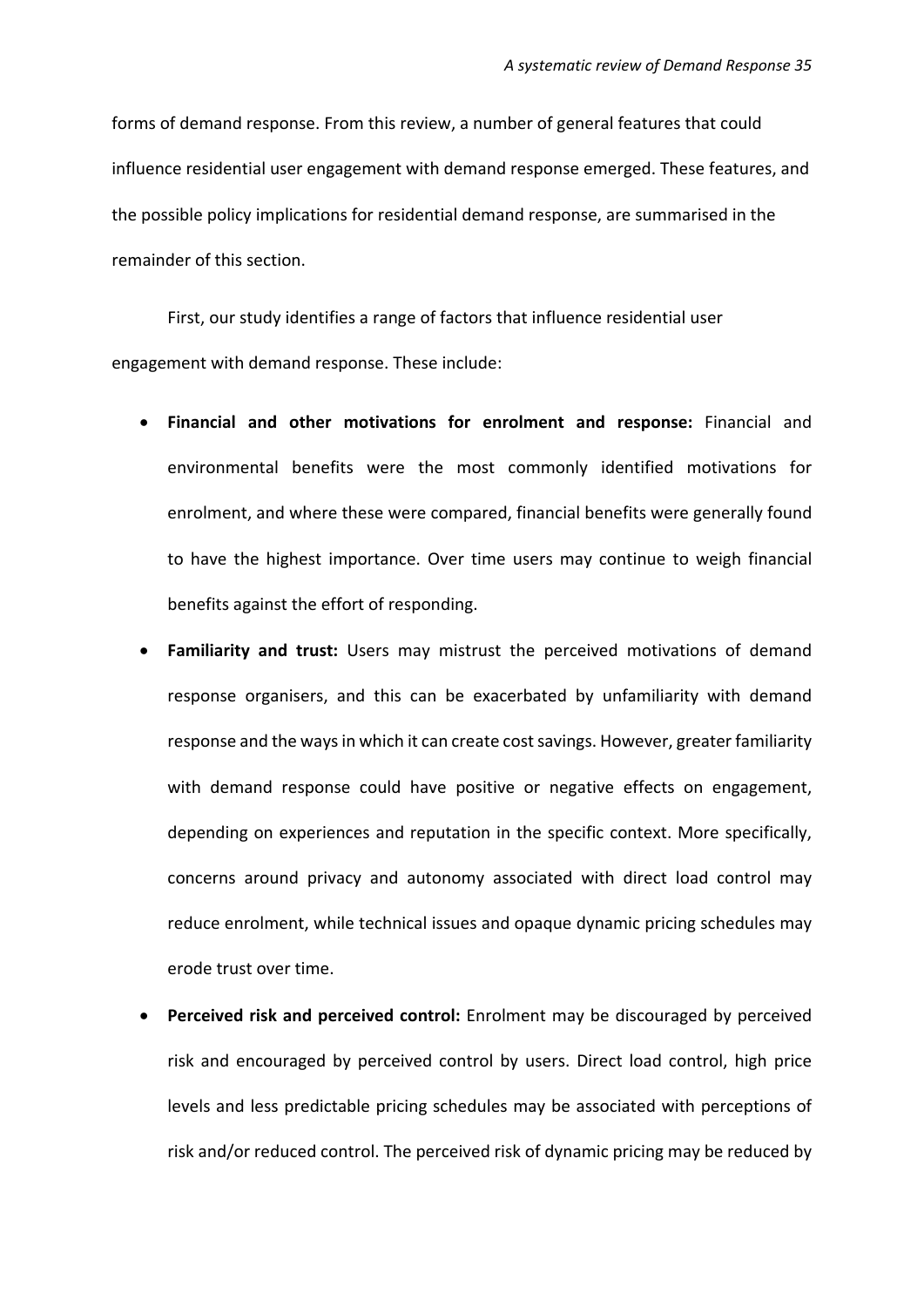forms of demand response. From this review, a number of general features that could influence residential user engagement with demand response emerged. These features, and the possible policy implications for residential demand response, are summarised in the remainder of this section.

First, our study identifies a range of factors that influence residential user engagement with demand response. These include:

- **Financial and other motivations for enrolment and response:** Financial and environmental benefits were the most commonly identified motivations for enrolment, and where these were compared, financial benefits were generally found to have the highest importance. Over time users may continue to weigh financial benefits against the effort of responding.
- **Familiarity and trust:** Users may mistrust the perceived motivations of demand response organisers, and this can be exacerbated by unfamiliarity with demand response and the ways in which it can create cost savings. However, greater familiarity with demand response could have positive or negative effects on engagement, depending on experiences and reputation in the specific context. More specifically, concerns around privacy and autonomy associated with direct load control may reduce enrolment, while technical issues and opaque dynamic pricing schedules may erode trust over time.
- **Perceived risk and perceived control:** Enrolment may be discouraged by perceived risk and encouraged by perceived control by users. Direct load control, high price levels and less predictable pricing schedules may be associated with perceptions of risk and/or reduced control. The perceived risk of dynamic pricing may be reduced by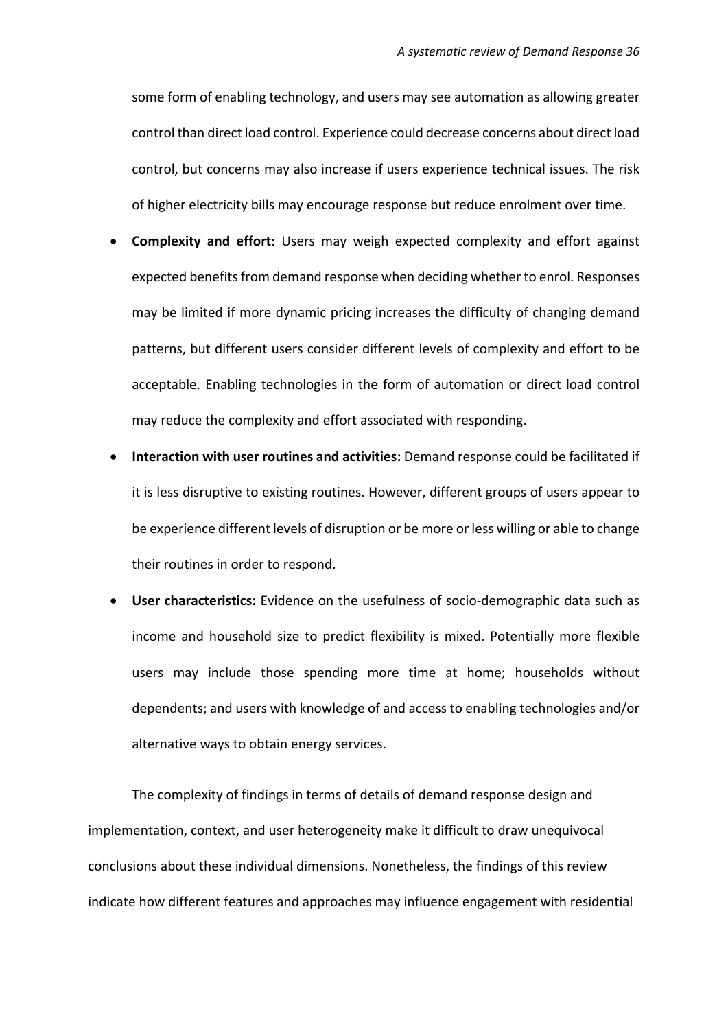some form of enabling technology, and users may see automation as allowing greater control than direct load control. Experience could decrease concerns about direct load control, but concerns may also increase if users experience technical issues. The risk of higher electricity bills may encourage response but reduce enrolment over time.

- **Complexity and effort:** Users may weigh expected complexity and effort against expected benefits from demand response when deciding whether to enrol. Responses may be limited if more dynamic pricing increases the difficulty of changing demand patterns, but different users consider different levels of complexity and effort to be acceptable. Enabling technologies in the form of automation or direct load control may reduce the complexity and effort associated with responding.
- **Interaction with user routines and activities:** Demand response could be facilitated if it is less disruptive to existing routines. However, different groups of users appear to be experience different levels of disruption or be more or less willing or able to change their routines in order to respond.
- **User characteristics:** Evidence on the usefulness of socio-demographic data such as income and household size to predict flexibility is mixed. Potentially more flexible users may include those spending more time at home; households without dependents; and users with knowledge of and access to enabling technologies and/or alternative ways to obtain energy services.

The complexity of findings in terms of details of demand response design and implementation, context, and user heterogeneity make it difficult to draw unequivocal conclusions about these individual dimensions. Nonetheless, the findings of this review indicate how different features and approaches may influence engagement with residential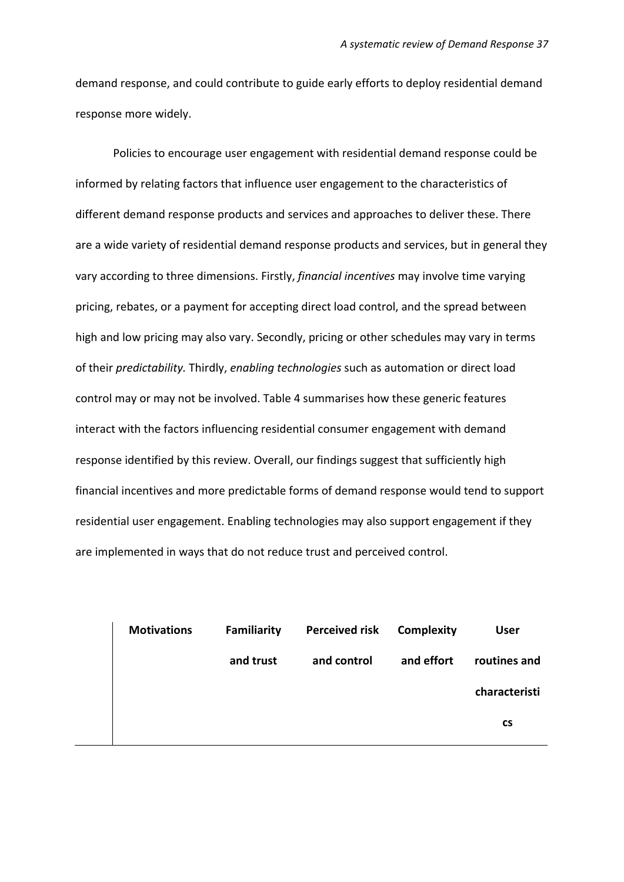demand response, and could contribute to guide early efforts to deploy residential demand response more widely.

Policies to encourage user engagement with residential demand response could be informed by relating factors that influence user engagement to the characteristics of different demand response products and services and approaches to deliver these. There are a wide variety of residential demand response products and services, but in general they vary according to three dimensions. Firstly, *financial incentives* may involve time varying pricing, rebates, or a payment for accepting direct load control, and the spread between high and low pricing may also vary. Secondly, pricing or other schedules may vary in terms of their *predictability.* Thirdly, *enabling technologies* such as automation or direct load control may or may not be involved. Table 4 summarises how these generic features interact with the factors influencing residential consumer engagement with demand response identified by this review. Overall, our findings suggest that sufficiently high financial incentives and more predictable forms of demand response would tend to support residential user engagement. Enabling technologies may also support engagement if they are implemented in ways that do not reduce trust and perceived control.

| | **Motivations** | **Familiarity and trust** | **Perceived risk and control** | **Complexity and effort** | **User routines and characteristics** |
|---|---|---|---|---|---|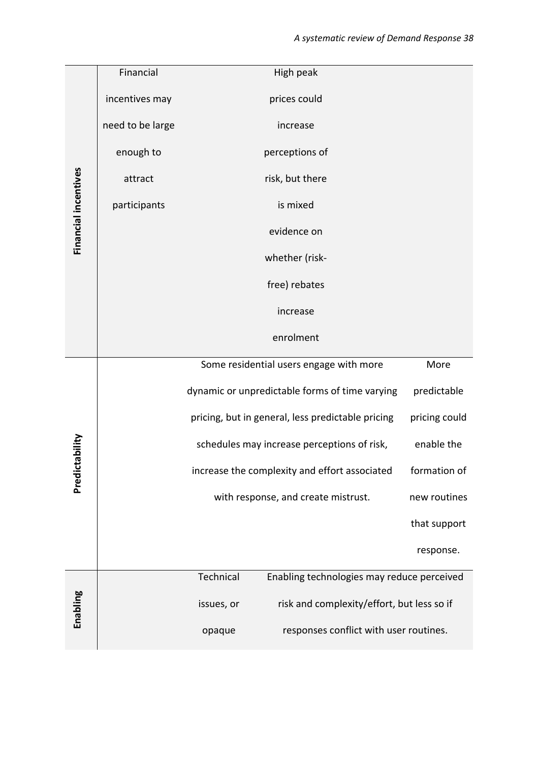| | | | | |
|---|---|---|---|---|
| **Financial incentives** | Financial incentives may need to be large enough to attract participants | High peak prices could increase perceptions of risk, but there is mixed evidence on whether (risk-free) rebates increase enrolment | | |
| **Predictability** | | Some residential users engage with more dynamic or unpredictable forms of time varying pricing, but in general, less predictable pricing schedules may increase perceptions of risk, increase the complexity and effort associated with response, and create mistrust. | | More predictable pricing could enable the formation of new routines that support response. |
| **Enabling** | | Technical issues, or opaque | Enabling technologies may reduce perceived risk and complexity/effort, but less so if responses conflict with user routines. | |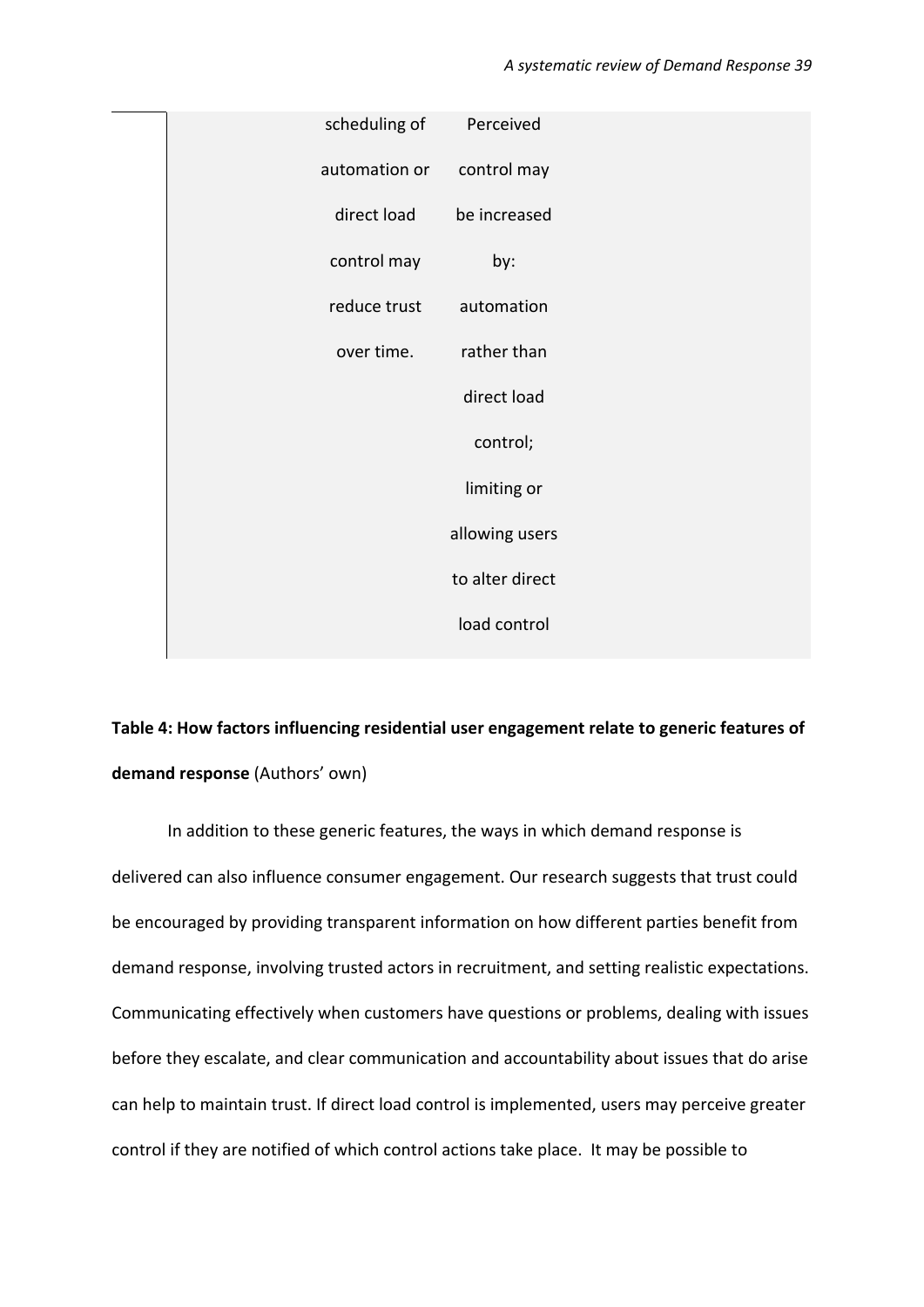| | scheduling of automation or direct load control may reduce trust over time. | Perceived control may be increased by: automation rather than direct load control; limiting or allowing users to alter direct load control | |
|---|---|---|---|

**Table 4: How factors influencing residential user engagement relate to generic features of demand response** (Authors' own)

In addition to these generic features, the ways in which demand response is delivered can also influence consumer engagement. Our research suggests that trust could be encouraged by providing transparent information on how different parties benefit from demand response, involving trusted actors in recruitment, and setting realistic expectations. Communicating effectively when customers have questions or problems, dealing with issues before they escalate, and clear communication and accountability about issues that do arise can help to maintain trust. If direct load control is implemented, users may perceive greater control if they are notified of which control actions take place. It may be possible to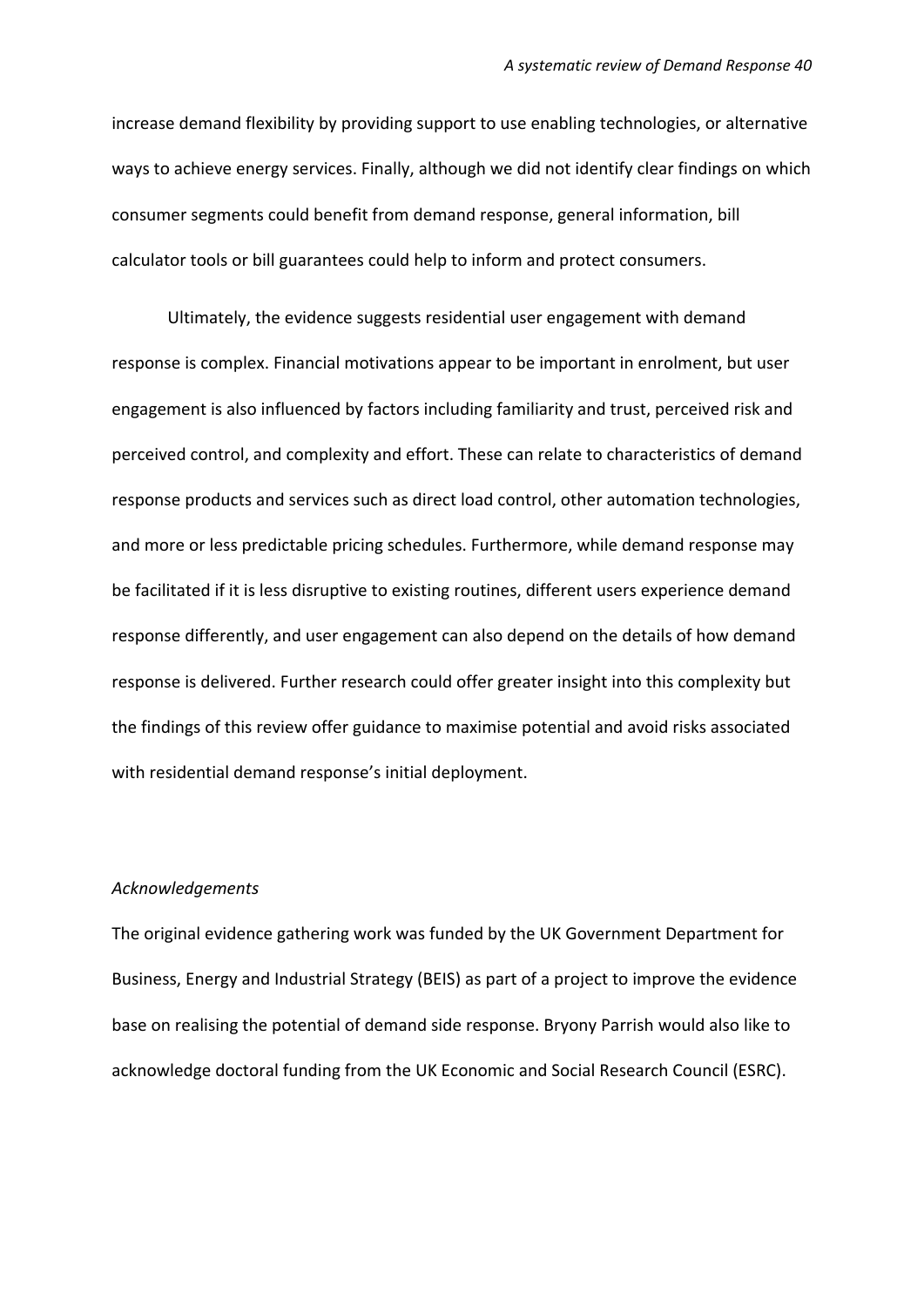increase demand flexibility by providing support to use enabling technologies, or alternative ways to achieve energy services. Finally, although we did not identify clear findings on which consumer segments could benefit from demand response, general information, bill calculator tools or bill guarantees could help to inform and protect consumers.

Ultimately, the evidence suggests residential user engagement with demand response is complex. Financial motivations appear to be important in enrolment, but user engagement is also influenced by factors including familiarity and trust, perceived risk and perceived control, and complexity and effort. These can relate to characteristics of demand response products and services such as direct load control, other automation technologies, and more or less predictable pricing schedules. Furthermore, while demand response may be facilitated if it is less disruptive to existing routines, different users experience demand response differently, and user engagement can also depend on the details of how demand response is delivered. Further research could offer greater insight into this complexity but the findings of this review offer guidance to maximise potential and avoid risks associated with residential demand response's initial deployment.

*Acknowledgements*

The original evidence gathering work was funded by the UK Government Department for Business, Energy and Industrial Strategy (BEIS) as part of a project to improve the evidence base on realising the potential of demand side response. Bryony Parrish would also like to acknowledge doctoral funding from the UK Economic and Social Research Council (ESRC).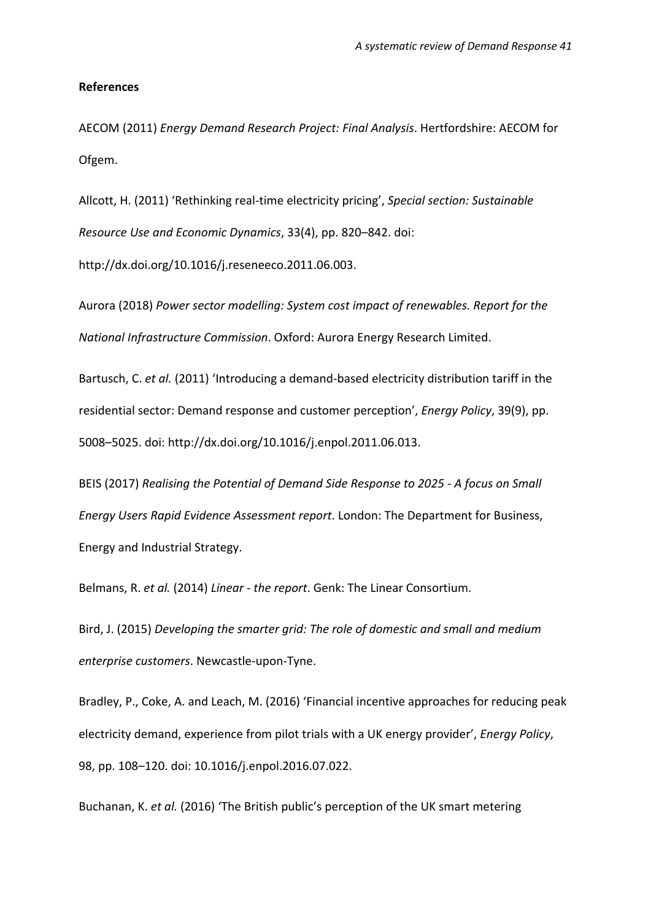**References**

AECOM (2011) *Energy Demand Research Project: Final Analysis*. Hertfordshire: AECOM for Ofgem.

Allcott, H. (2011) 'Rethinking real-time electricity pricing', *Special section: Sustainable Resource Use and Economic Dynamics*, 33(4), pp. 820–842. doi: http://dx.doi.org/10.1016/j.reseneeco.2011.06.003.

Aurora (2018) *Power sector modelling: System cost impact of renewables. Report for the National Infrastructure Commission*. Oxford: Aurora Energy Research Limited.

Bartusch, C. *et al.* (2011) 'Introducing a demand-based electricity distribution tariff in the residential sector: Demand response and customer perception', *Energy Policy*, 39(9), pp. 5008–5025. doi: http://dx.doi.org/10.1016/j.enpol.2011.06.013.

BEIS (2017) *Realising the Potential of Demand Side Response to 2025 - A focus on Small Energy Users Rapid Evidence Assessment report*. London: The Department for Business, Energy and Industrial Strategy.

Belmans, R. *et al.* (2014) *Linear - the report*. Genk: The Linear Consortium.

Bird, J. (2015) *Developing the smarter grid: The role of domestic and small and medium enterprise customers*. Newcastle-upon-Tyne.

Bradley, P., Coke, A. and Leach, M. (2016) 'Financial incentive approaches for reducing peak electricity demand, experience from pilot trials with a UK energy provider', *Energy Policy*, 98, pp. 108–120. doi: 10.1016/j.enpol.2016.07.022.

Buchanan, K. *et al.* (2016) 'The British public's perception of the UK smart metering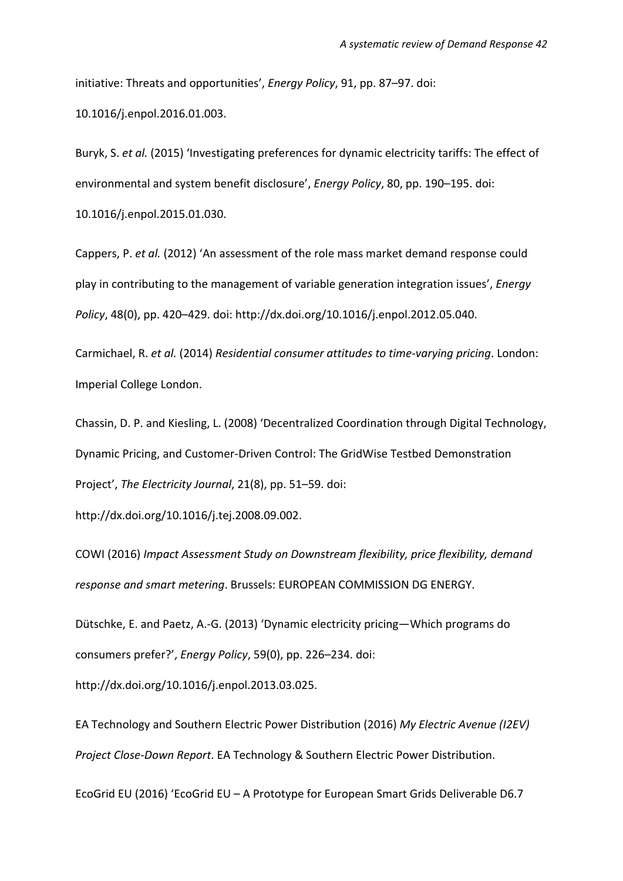initiative: Threats and opportunities', *Energy Policy*, 91, pp. 87–97. doi: 10.1016/j.enpol.2016.01.003.

Buryk, S. *et al.* (2015) 'Investigating preferences for dynamic electricity tariffs: The effect of environmental and system benefit disclosure', *Energy Policy*, 80, pp. 190–195. doi: 10.1016/j.enpol.2015.01.030.

Cappers, P. *et al.* (2012) 'An assessment of the role mass market demand response could play in contributing to the management of variable generation integration issues', *Energy Policy*, 48(0), pp. 420–429. doi: http://dx.doi.org/10.1016/j.enpol.2012.05.040.

Carmichael, R. *et al.* (2014) *Residential consumer attitudes to time-varying pricing*. London: Imperial College London.

Chassin, D. P. and Kiesling, L. (2008) 'Decentralized Coordination through Digital Technology, Dynamic Pricing, and Customer-Driven Control: The GridWise Testbed Demonstration Project', *The Electricity Journal*, 21(8), pp. 51–59. doi: http://dx.doi.org/10.1016/j.tej.2008.09.002.

COWI (2016) *Impact Assessment Study on Downstream flexibility, price flexibility, demand response and smart metering*. Brussels: EUROPEAN COMMISSION DG ENERGY.

Dütschke, E. and Paetz, A.-G. (2013) 'Dynamic electricity pricing—Which programs do consumers prefer?', *Energy Policy*, 59(0), pp. 226–234. doi: http://dx.doi.org/10.1016/j.enpol.2013.03.025.

EA Technology and Southern Electric Power Distribution (2016) *My Electric Avenue (I2EV) Project Close-Down Report*. EA Technology & Southern Electric Power Distribution.

EcoGrid EU (2016) 'EcoGrid EU – A Prototype for European Smart Grids Deliverable D6.7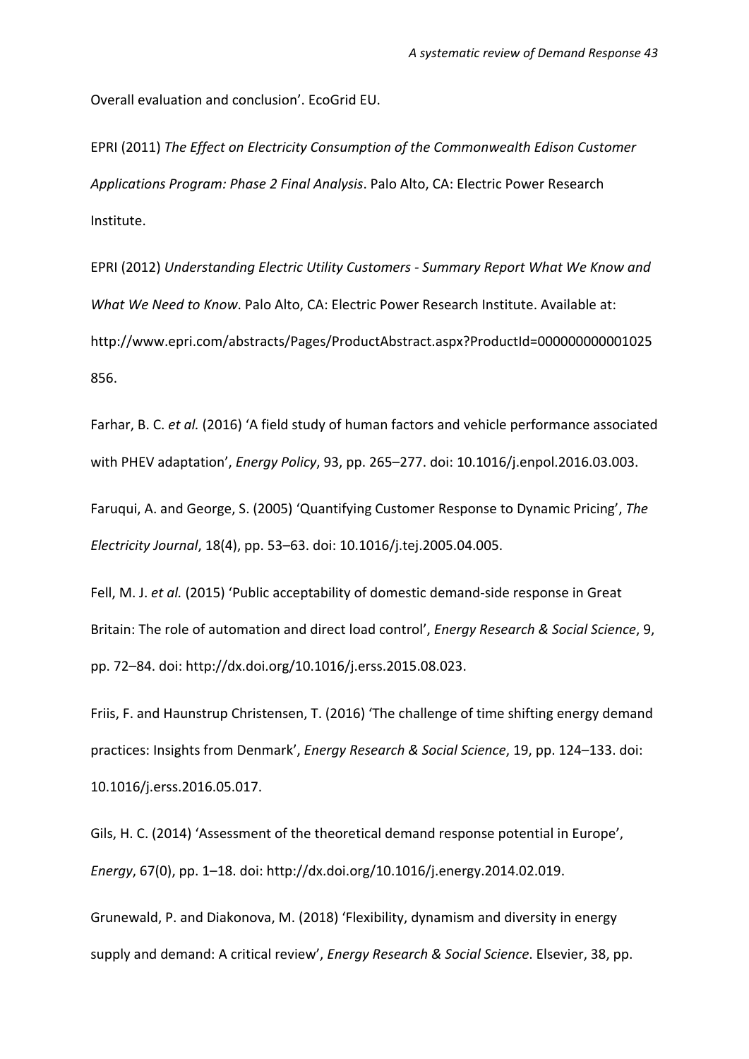Overall evaluation and conclusion'. EcoGrid EU.

EPRI (2011) *The Effect on Electricity Consumption of the Commonwealth Edison Customer Applications Program: Phase 2 Final Analysis*. Palo Alto, CA: Electric Power Research Institute.

EPRI (2012) *Understanding Electric Utility Customers - Summary Report What We Know and What We Need to Know*. Palo Alto, CA: Electric Power Research Institute. Available at: http://www.epri.com/abstracts/Pages/ProductAbstract.aspx?ProductId=000000000001025856.

Farhar, B. C. *et al.* (2016) 'A field study of human factors and vehicle performance associated with PHEV adaptation', *Energy Policy*, 93, pp. 265–277. doi: 10.1016/j.enpol.2016.03.003.

Faruqui, A. and George, S. (2005) 'Quantifying Customer Response to Dynamic Pricing', *The Electricity Journal*, 18(4), pp. 53–63. doi: 10.1016/j.tej.2005.04.005.

Fell, M. J. *et al.* (2015) 'Public acceptability of domestic demand-side response in Great Britain: The role of automation and direct load control', *Energy Research & Social Science*, 9, pp. 72–84. doi: http://dx.doi.org/10.1016/j.erss.2015.08.023.

Friis, F. and Haunstrup Christensen, T. (2016) 'The challenge of time shifting energy demand practices: Insights from Denmark', *Energy Research & Social Science*, 19, pp. 124–133. doi: 10.1016/j.erss.2016.05.017.

Gils, H. C. (2014) 'Assessment of the theoretical demand response potential in Europe', *Energy*, 67(0), pp. 1–18. doi: http://dx.doi.org/10.1016/j.energy.2014.02.019.

Grunewald, P. and Diakonova, M. (2018) 'Flexibility, dynamism and diversity in energy supply and demand: A critical review', *Energy Research & Social Science*. Elsevier, 38, pp.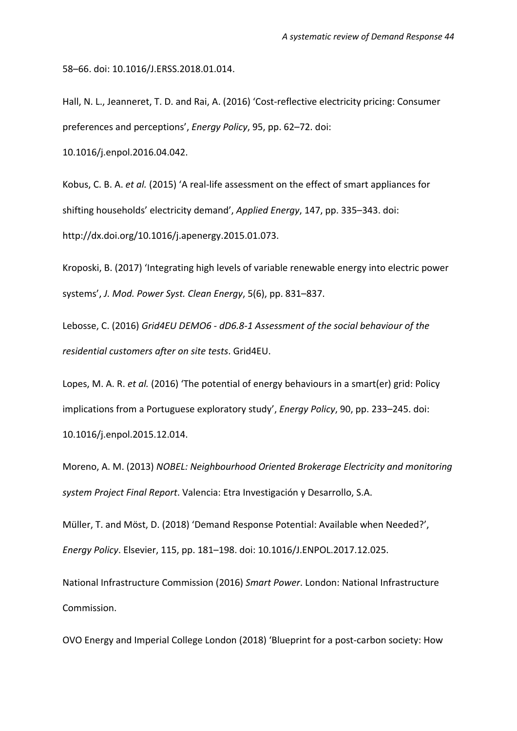58–66. doi: 10.1016/J.ERSS.2018.01.014.

Hall, N. L., Jeanneret, T. D. and Rai, A. (2016) 'Cost-reflective electricity pricing: Consumer preferences and perceptions', *Energy Policy*, 95, pp. 62–72. doi: 10.1016/j.enpol.2016.04.042.

Kobus, C. B. A. *et al.* (2015) 'A real-life assessment on the effect of smart appliances for shifting households' electricity demand', *Applied Energy*, 147, pp. 335–343. doi: http://dx.doi.org/10.1016/j.apenergy.2015.01.073.

Kroposki, B. (2017) 'Integrating high levels of variable renewable energy into electric power systems', *J. Mod. Power Syst. Clean Energy*, 5(6), pp. 831–837.

Lebosse, C. (2016) *Grid4EU DEMO6 - dD6.8-1 Assessment of the social behaviour of the residential customers after on site tests*. Grid4EU.

Lopes, M. A. R. *et al.* (2016) 'The potential of energy behaviours in a smart(er) grid: Policy implications from a Portuguese exploratory study', *Energy Policy*, 90, pp. 233–245. doi: 10.1016/j.enpol.2015.12.014.

Moreno, A. M. (2013) *NOBEL: Neighbourhood Oriented Brokerage Electricity and monitoring system Project Final Report*. Valencia: Etra Investigación y Desarrollo, S.A.

Müller, T. and Möst, D. (2018) 'Demand Response Potential: Available when Needed?', *Energy Policy*. Elsevier, 115, pp. 181–198. doi: 10.1016/J.ENPOL.2017.12.025.

National Infrastructure Commission (2016) *Smart Power*. London: National Infrastructure Commission.

OVO Energy and Imperial College London (2018) 'Blueprint for a post-carbon society: How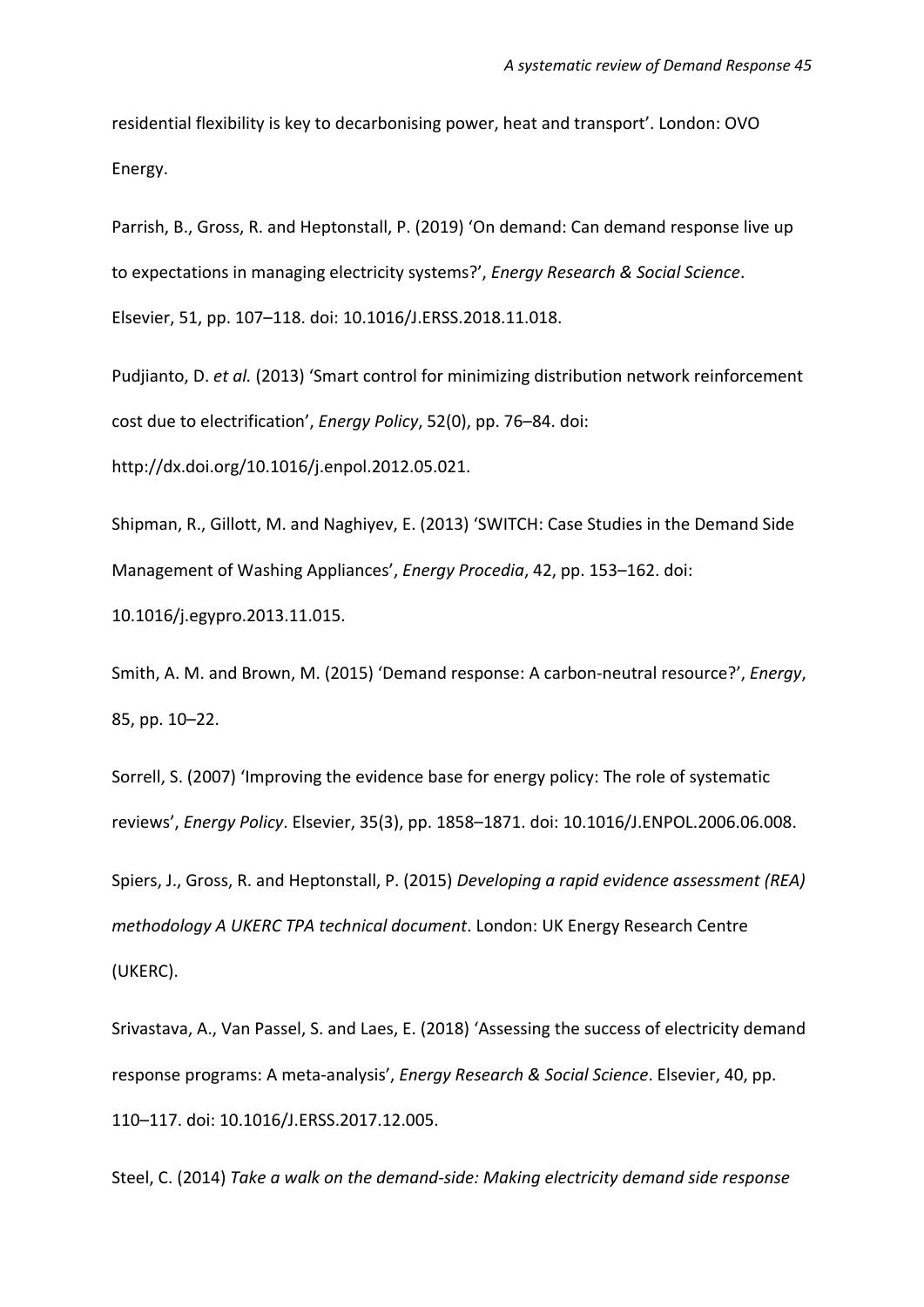residential flexibility is key to decarbonising power, heat and transport'. London: OVO Energy.

Parrish, B., Gross, R. and Heptonstall, P. (2019) 'On demand: Can demand response live up to expectations in managing electricity systems?', *Energy Research & Social Science*. Elsevier, 51, pp. 107–118. doi: 10.1016/J.ERSS.2018.11.018.

Pudjianto, D. *et al.* (2013) 'Smart control for minimizing distribution network reinforcement cost due to electrification', *Energy Policy*, 52(0), pp. 76–84. doi: http://dx.doi.org/10.1016/j.enpol.2012.05.021.

Shipman, R., Gillott, M. and Naghiyev, E. (2013) 'SWITCH: Case Studies in the Demand Side Management of Washing Appliances', *Energy Procedia*, 42, pp. 153–162. doi: 10.1016/j.egypro.2013.11.015.

Smith, A. M. and Brown, M. (2015) 'Demand response: A carbon-neutral resource?', *Energy*, 85, pp. 10–22.

Sorrell, S. (2007) 'Improving the evidence base for energy policy: The role of systematic reviews', *Energy Policy*. Elsevier, 35(3), pp. 1858–1871. doi: 10.1016/J.ENPOL.2006.06.008.

Spiers, J., Gross, R. and Heptonstall, P. (2015) *Developing a rapid evidence assessment (REA) methodology A UKERC TPA technical document*. London: UK Energy Research Centre (UKERC).

Srivastava, A., Van Passel, S. and Laes, E. (2018) 'Assessing the success of electricity demand response programs: A meta-analysis', *Energy Research & Social Science*. Elsevier, 40, pp. 110–117. doi: 10.1016/J.ERSS.2017.12.005.

Steel, C. (2014) *Take a walk on the demand-side: Making electricity demand side response*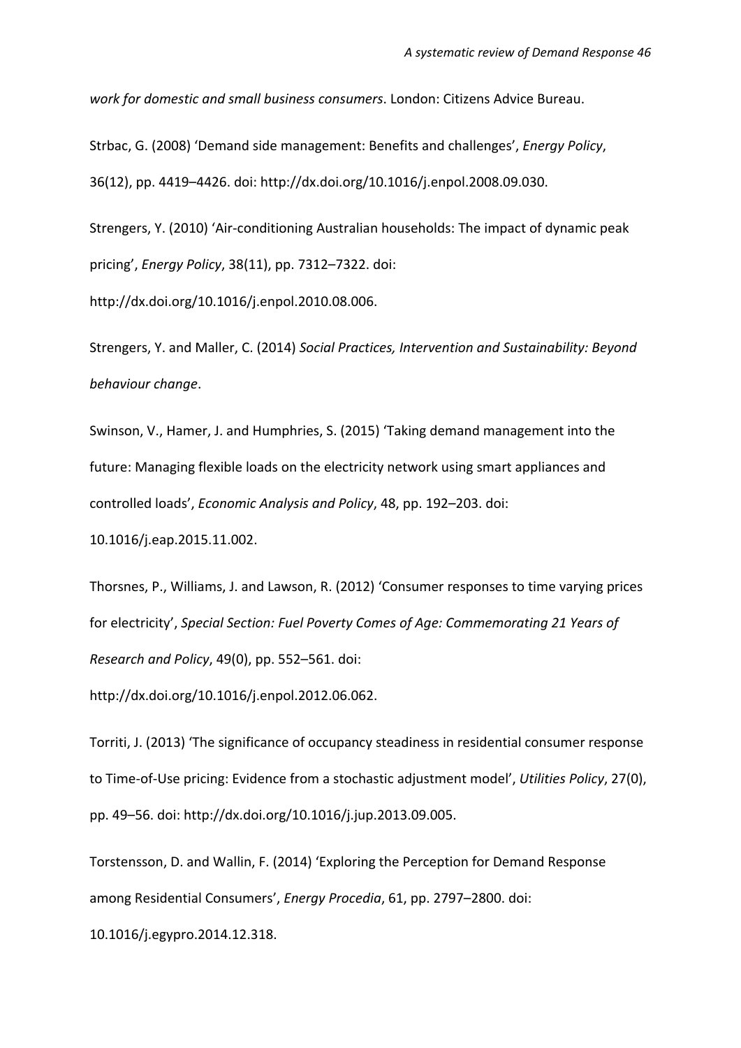*work for domestic and small business consumers*. London: Citizens Advice Bureau.

Strbac, G. (2008) 'Demand side management: Benefits and challenges', *Energy Policy*, 36(12), pp. 4419–4426. doi: http://dx.doi.org/10.1016/j.enpol.2008.09.030.

Strengers, Y. (2010) 'Air-conditioning Australian households: The impact of dynamic peak pricing', *Energy Policy*, 38(11), pp. 7312–7322. doi: http://dx.doi.org/10.1016/j.enpol.2010.08.006.

Strengers, Y. and Maller, C. (2014) *Social Practices, Intervention and Sustainability: Beyond behaviour change*.

Swinson, V., Hamer, J. and Humphries, S. (2015) 'Taking demand management into the future: Managing flexible loads on the electricity network using smart appliances and controlled loads', *Economic Analysis and Policy*, 48, pp. 192–203. doi: 10.1016/j.eap.2015.11.002.

Thorsnes, P., Williams, J. and Lawson, R. (2012) 'Consumer responses to time varying prices for electricity', *Special Section: Fuel Poverty Comes of Age: Commemorating 21 Years of Research and Policy*, 49(0), pp. 552–561. doi: http://dx.doi.org/10.1016/j.enpol.2012.06.062.

Torriti, J. (2013) 'The significance of occupancy steadiness in residential consumer response to Time-of-Use pricing: Evidence from a stochastic adjustment model', *Utilities Policy*, 27(0), pp. 49–56. doi: http://dx.doi.org/10.1016/j.jup.2013.09.005.

Torstensson, D. and Wallin, F. (2014) 'Exploring the Perception for Demand Response among Residential Consumers', *Energy Procedia*, 61, pp. 2797–2800. doi: 10.1016/j.egypro.2014.12.318.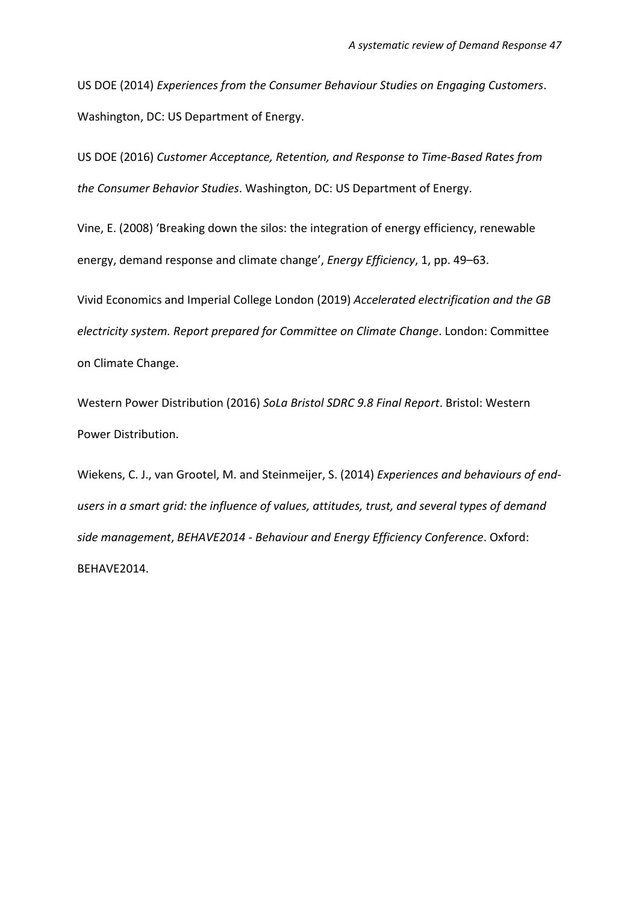US DOE (2014) *Experiences from the Consumer Behaviour Studies on Engaging Customers*. Washington, DC: US Department of Energy.

US DOE (2016) *Customer Acceptance, Retention, and Response to Time-Based Rates from the Consumer Behavior Studies*. Washington, DC: US Department of Energy.

Vine, E. (2008) 'Breaking down the silos: the integration of energy efficiency, renewable energy, demand response and climate change', *Energy Efficiency*, 1, pp. 49–63.

Vivid Economics and Imperial College London (2019) *Accelerated electrification and the GB electricity system. Report prepared for Committee on Climate Change*. London: Committee on Climate Change.

Western Power Distribution (2016) *SoLa Bristol SDRC 9.8 Final Report*. Bristol: Western Power Distribution.

Wiekens, C. J., van Grootel, M. and Steinmeijer, S. (2014) *Experiences and behaviours of end-users in a smart grid: the influence of values, attitudes, trust, and several types of demand side management*, *BEHAVE2014 - Behaviour and Energy Efficiency Conference*. Oxford: BEHAVE2014.